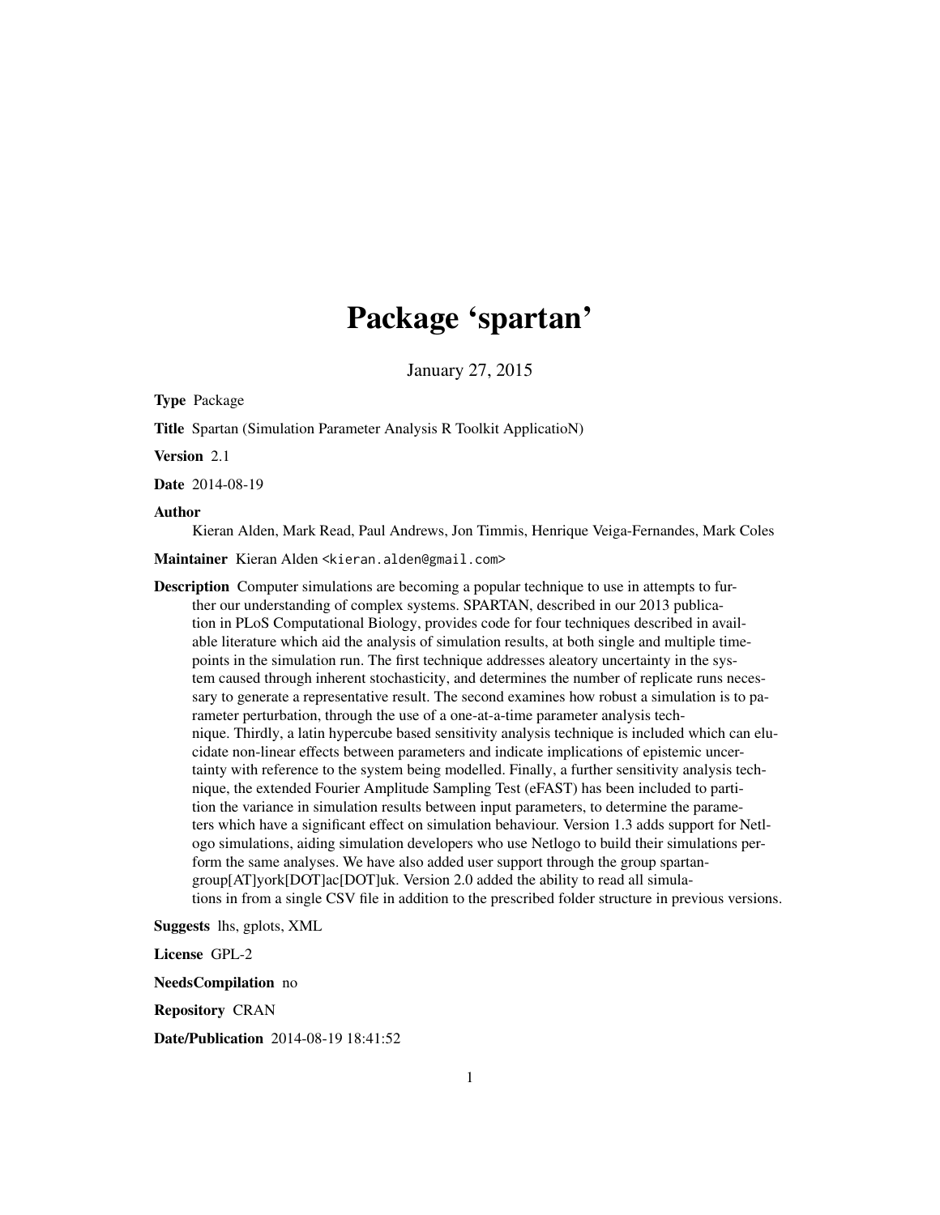# Package 'spartan'

January 27, 2015

**Type** Package

**Title** Spartan (Simulation Parameter Analysis R Toolkit ApplicatioN)

**Version** 2.1

**Date** 2014-08-19

**Author**
Kieran Alden, Mark Read, Paul Andrews, Jon Timmis, Henrique Veiga-Fernandes, Mark Coles

**Maintainer** Kieran Alden <kieran.alden@gmail.com>

**Description** Computer simulations are becoming a popular technique to use in attempts to further our understanding of complex systems. SPARTAN, described in our 2013 publication in PLoS Computational Biology, provides code for four techniques described in available literature which aid the analysis of simulation results, at both single and multiple timepoints in the simulation run. The first technique addresses aleatory uncertainty in the system caused through inherent stochasticity, and determines the number of replicate runs necessary to generate a representative result. The second examines how robust a simulation is to parameter perturbation, through the use of a one-at-a-time parameter analysis technique. Thirdly, a latin hypercube based sensitivity analysis technique is included which can elucidate non-linear effects between parameters and indicate implications of epistemic uncertainty with reference to the system being modelled. Finally, a further sensitivity analysis technique, the extended Fourier Amplitude Sampling Test (eFAST) has been included to partition the variance in simulation results between input parameters, to determine the parameters which have a significant effect on simulation behaviour. Version 1.3 adds support for Netlogo simulations, aiding simulation developers who use Netlogo to build their simulations perform the same analyses. We have also added user support through the group spartan-group[AT]york[DOT]ac[DOT]uk. Version 2.0 added the ability to read all simulations in from a single CSV file in addition to the prescribed folder structure in previous versions.

**Suggests** lhs, gplots, XML

**License** GPL-2

**NeedsCompilation** no

**Repository** CRAN

**Date/Publication** 2014-08-19 18:41:52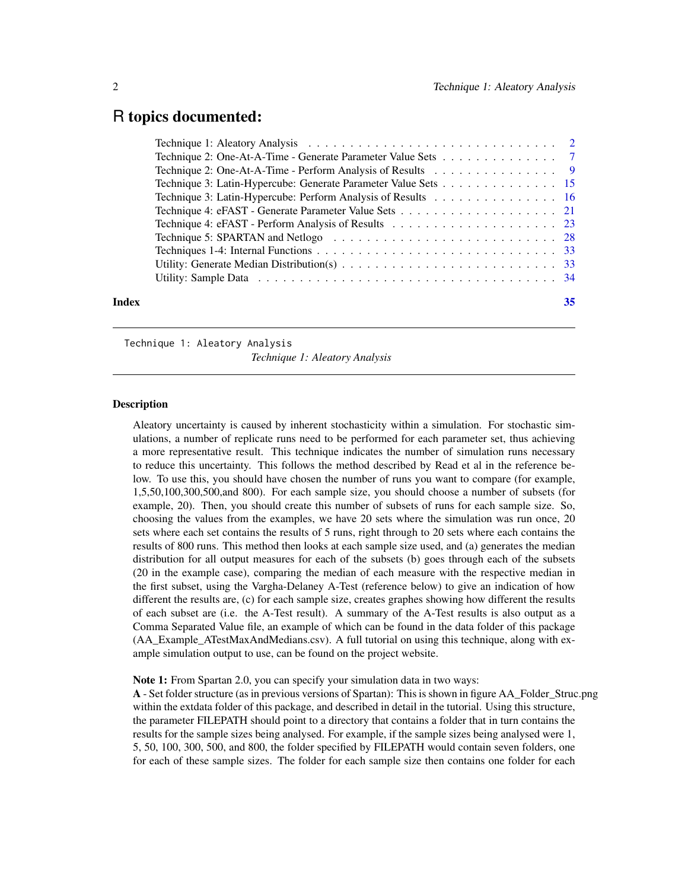# R topics documented:

| | |
|---|---|
| Technique 1: Aleatory Analysis | 2 |
| Technique 2: One-At-A-Time - Generate Parameter Value Sets | 7 |
| Technique 2: One-At-A-Time - Perform Analysis of Results | 9 |
| Technique 3: Latin-Hypercube: Generate Parameter Value Sets | 15 |
| Technique 3: Latin-Hypercube: Perform Analysis of Results | 16 |
| Technique 4: eFAST - Generate Parameter Value Sets | 21 |
| Technique 4: eFAST - Perform Analysis of Results | 23 |
| Technique 5: SPARTAN and Netlogo | 28 |
| Techniques 1-4: Internal Functions | 33 |
| Utility: Generate Median Distribution(s) | 33 |
| Utility: Sample Data | 34 |
| **Index** | **35** |

---

`Technique 1: Aleatory Analysis`

*Technique 1: Aleatory Analysis*

---

### Description

Aleatory uncertainty is caused by inherent stochasticity within a simulation. For stochastic simulations, a number of replicate runs need to be performed for each parameter set, thus achieving a more representative result. This technique indicates the number of simulation runs necessary to reduce this uncertainty. This follows the method described by Read et al in the reference below. To use this, you should have chosen the number of runs you want to compare (for example, 1,5,50,100,300,500,and 800). For each sample size, you should choose a number of subsets (for example, 20). Then, you should create this number of subsets of runs for each sample size. So, choosing the values from the examples, we have 20 sets where the simulation was run once, 20 sets where each set contains the results of 5 runs, right through to 20 sets where each contains the results of 800 runs. This method then looks at each sample size used, and (a) generates the median distribution for all output measures for each of the subsets (b) goes through each of the subsets (20 in the example case), comparing the median of each measure with the respective median in the first subset, using the Vargha-Delaney A-Test (reference below) to give an indication of how different the results are, (c) for each sample size, creates graphes showing how different the results of each subset are (i.e. the A-Test result). A summary of the A-Test results is also output as a Comma Separated Value file, an example of which can be found in the data folder of this package (AA_Example_ATestMaxAndMedians.csv). A full tutorial on using this technique, along with example simulation output to use, can be found on the project website.

**Note 1:** From Spartan 2.0, you can specify your simulation data in two ways:
**A** - Set folder structure (as in previous versions of Spartan): This is shown in figure AA_Folder_Struc.png within the extdata folder of this package, and described in detail in the tutorial. Using this structure, the parameter FILEPATH should point to a directory that contains a folder that in turn contains the results for the sample sizes being analysed. For example, if the sample sizes being analysed were 1, 5, 50, 100, 300, 500, and 800, the folder specified by FILEPATH would contain seven folders, one for each of these sample sizes. The folder for each sample size then contains one folder for each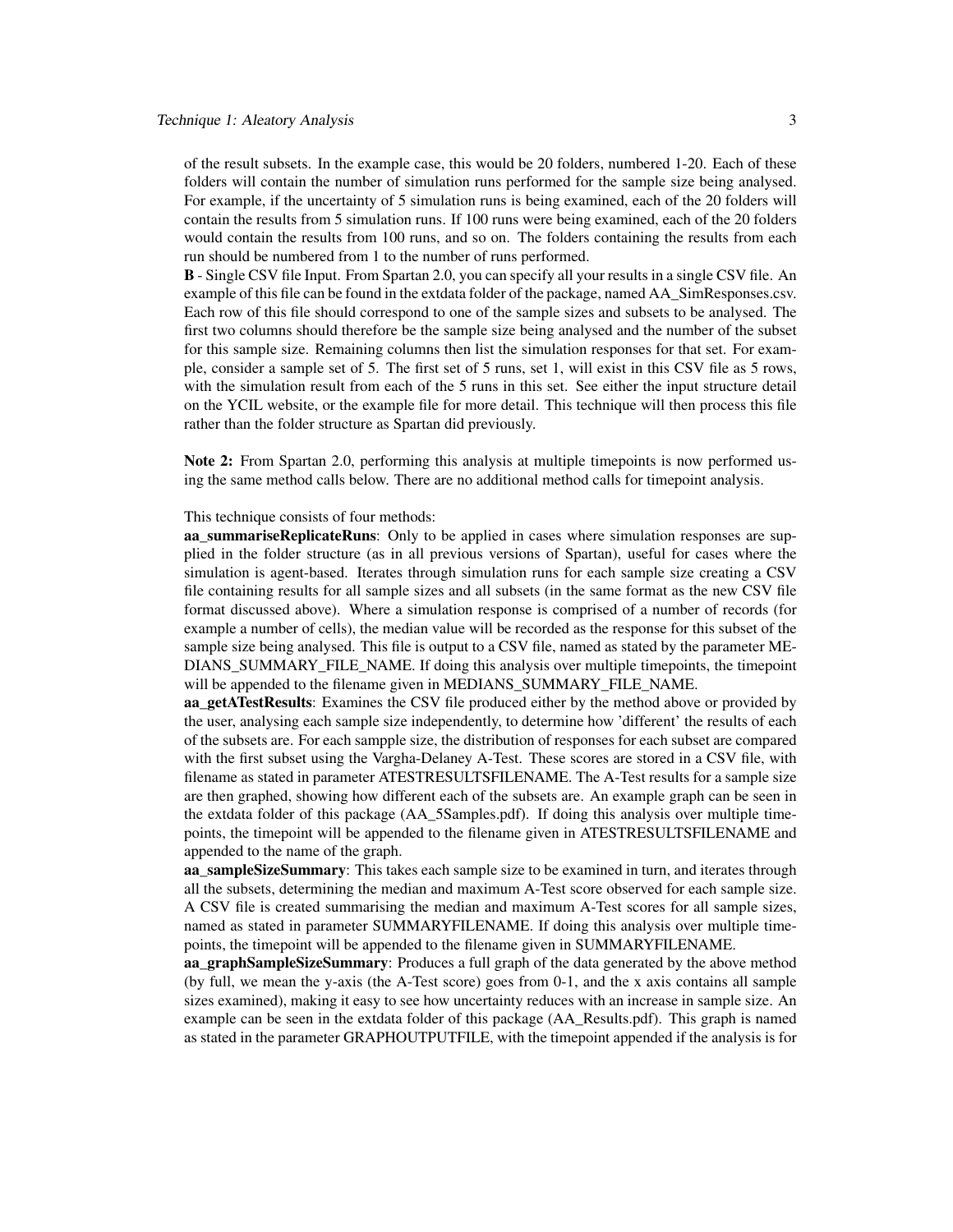of the result subsets. In the example case, this would be 20 folders, numbered 1-20. Each of these folders will contain the number of simulation runs performed for the sample size being analysed. For example, if the uncertainty of 5 simulation runs is being examined, each of the 20 folders will contain the results from 5 simulation runs. If 100 runs were being examined, each of the 20 folders would contain the results from 100 runs, and so on. The folders containing the results from each run should be numbered from 1 to the number of runs performed.

**B** - Single CSV file Input. From Spartan 2.0, you can specify all your results in a single CSV file. An example of this file can be found in the extdata folder of the package, named AA_SimResponses.csv. Each row of this file should correspond to one of the sample sizes and subsets to be analysed. The first two columns should therefore be the sample size being analysed and the number of the subset for this sample size. Remaining columns then list the simulation responses for that set. For example, consider a sample set of 5. The first set of 5 runs, set 1, will exist in this CSV file as 5 rows, with the simulation result from each of the 5 runs in this set. See either the input structure detail on the YCIL website, or the example file for more detail. This technique will then process this file rather than the folder structure as Spartan did previously.

**Note 2:** From Spartan 2.0, performing this analysis at multiple timepoints is now performed using the same method calls below. There are no additional method calls for timepoint analysis.

This technique consists of four methods:

**aa_summariseReplicateRuns**: Only to be applied in cases where simulation responses are supplied in the folder structure (as in all previous versions of Spartan), useful for cases where the simulation is agent-based. Iterates through simulation runs for each sample size creating a CSV file containing results for all sample sizes and all subsets (in the same format as the new CSV file format discussed above). Where a simulation response is comprised of a number of records (for example a number of cells), the median value will be recorded as the response for this subset of the sample size being analysed. This file is output to a CSV file, named as stated by the parameter MEDIANS_SUMMARY_FILE_NAME. If doing this analysis over multiple timepoints, the timepoint will be appended to the filename given in MEDIANS_SUMMARY_FILE_NAME.

**aa_getATestResults**: Examines the CSV file produced either by the method above or provided by the user, analysing each sample size independently, to determine how 'different' the results of each of the subsets are. For each sampple size, the distribution of responses for each subset are compared with the first subset using the Vargha-Delaney A-Test. These scores are stored in a CSV file, with filename as stated in parameter ATESTRESULTSFILENAME. The A-Test results for a sample size are then graphed, showing how different each of the subsets are. An example graph can be seen in the extdata folder of this package (AA_5Samples.pdf). If doing this analysis over multiple timepoints, the timepoint will be appended to the filename given in ATESTRESULTSFILENAME and appended to the name of the graph.

**aa_sampleSizeSummary**: This takes each sample size to be examined in turn, and iterates through all the subsets, determining the median and maximum A-Test score observed for each sample size. A CSV file is created summarising the median and maximum A-Test scores for all sample sizes, named as stated in parameter SUMMARYFILENAME. If doing this analysis over multiple timepoints, the timepoint will be appended to the filename given in SUMMARYFILENAME.

**aa_graphSampleSizeSummary**: Produces a full graph of the data generated by the above method (by full, we mean the y-axis (the A-Test score) goes from 0-1, and the x axis contains all sample sizes examined), making it easy to see how uncertainty reduces with an increase in sample size. An example can be seen in the extdata folder of this package (AA_Results.pdf). This graph is named as stated in the parameter GRAPHOUTPUTFILE, with the timepoint appended if the analysis is for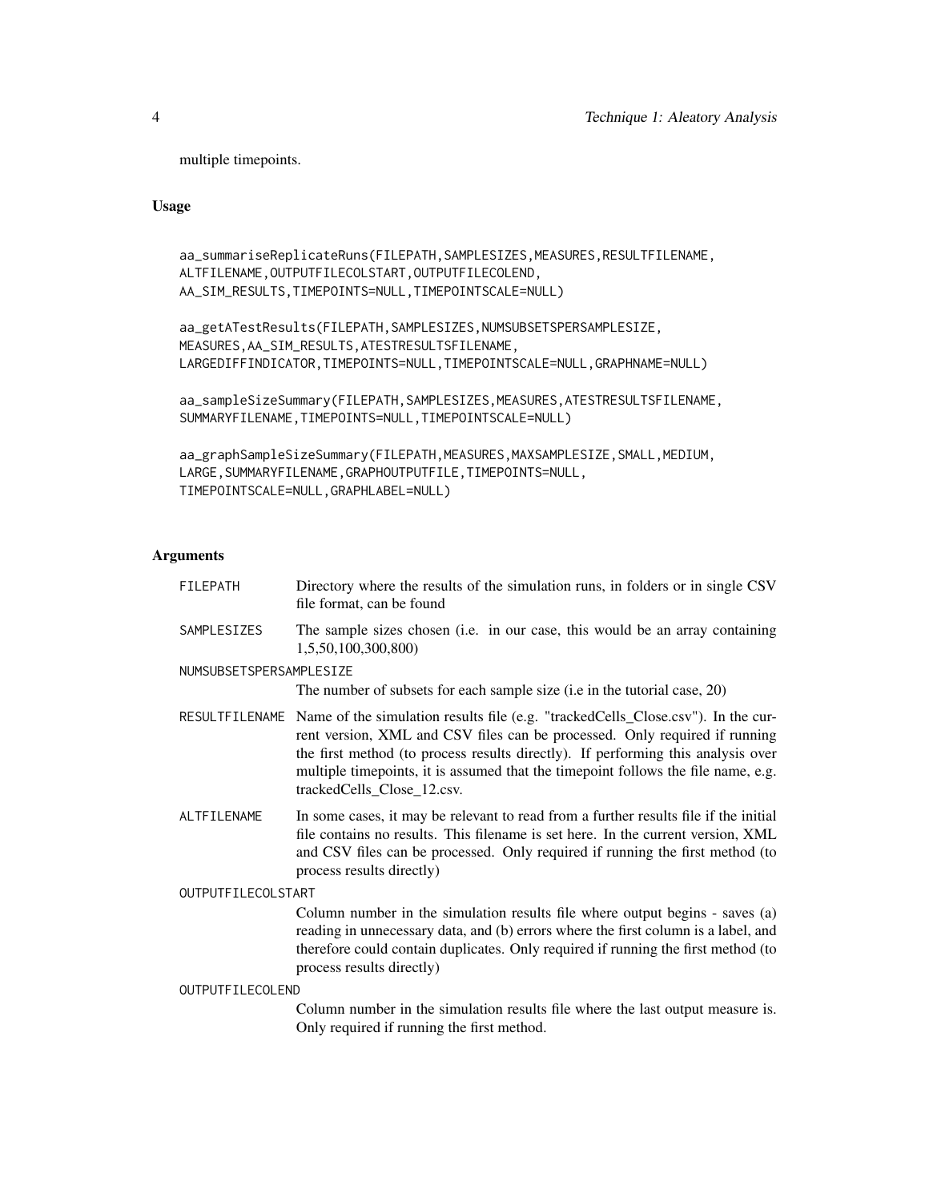multiple timepoints.

### Usage

```
aa_summariseReplicateRuns(FILEPATH,SAMPLESIZES,MEASURES,RESULTFILENAME,
ALTFILENAME,OUTPUTFILECOLSTART,OUTPUTFILECOLEND,
AA_SIM_RESULTS,TIMEPOINTS=NULL,TIMEPOINTSCALE=NULL)

aa_getATestResults(FILEPATH,SAMPLESIZES,NUMSUBSETSPERSAMPLESIZE,
MEASURES,AA_SIM_RESULTS,ATESTRESULTSFILENAME,
LARGEDIFFINDICATOR,TIMEPOINTS=NULL,TIMEPOINTSCALE=NULL,GRAPHNAME=NULL)

aa_sampleSizeSummary(FILEPATH,SAMPLESIZES,MEASURES,ATESTRESULTSFILENAME,
SUMMARYFILENAME,TIMEPOINTS=NULL,TIMEPOINTSCALE=NULL)

aa_graphSampleSizeSummary(FILEPATH,MEASURES,MAXSAMPLESIZE,SMALL,MEDIUM,
LARGE,SUMMARYFILENAME,GRAPHOUTPUTFILE,TIMEPOINTS=NULL,
TIMEPOINTSCALE=NULL,GRAPHLABEL=NULL)
```

### Arguments

| | |
|---|---|
| `FILEPATH` | Directory where the results of the simulation runs, in folders or in single CSV file format, can be found |
| `SAMPLESIZES` | The sample sizes chosen (i.e. in our case, this would be an array containing 1,5,50,100,300,800) |
| `NUMSUBSETSPERSAMPLESIZE` | The number of subsets for each sample size (i.e in the tutorial case, 20) |
| `RESULTFILENAME` | Name of the simulation results file (e.g. "trackedCells_Close.csv"). In the current version, XML and CSV files can be processed. Only required if running the first method (to process results directly). If performing this analysis over multiple timepoints, it is assumed that the timepoint follows the file name, e.g. trackedCells_Close_12.csv. |
| `ALTFILENAME` | In some cases, it may be relevant to read from a further results file if the initial file contains no results. This filename is set here. In the current version, XML and CSV files can be processed. Only required if running the first method (to process results directly) |
| `OUTPUTFILECOLSTART` | Column number in the simulation results file where output begins - saves (a) reading in unnecessary data, and (b) errors where the first column is a label, and therefore could contain duplicates. Only required if running the first method (to process results directly) |
| `OUTPUTFILECOLEND` | Column number in the simulation results file where the last output measure is. Only required if running the first method. |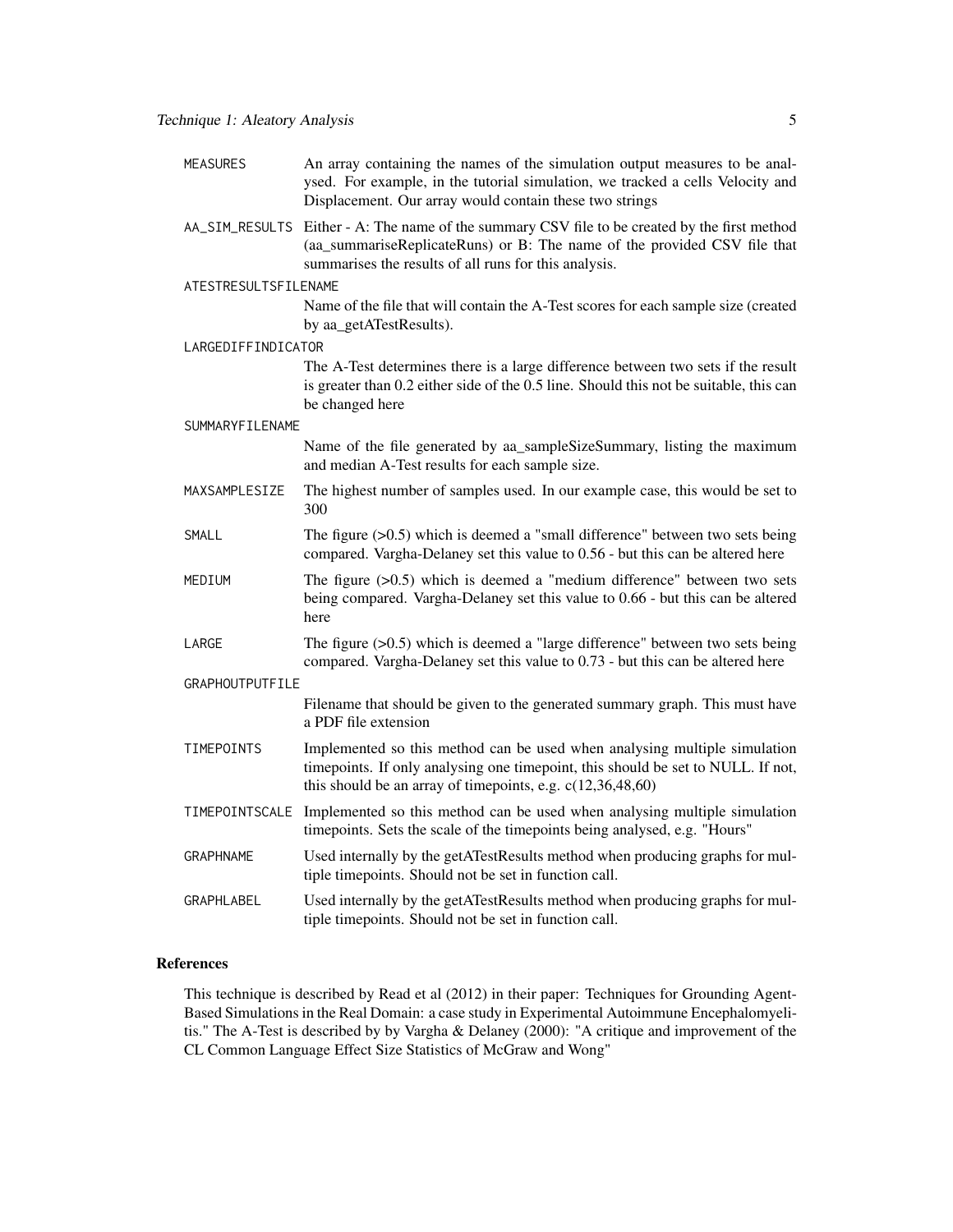- `MEASURES` — An array containing the names of the simulation output measures to be analysed. For example, in the tutorial simulation, we tracked a cells Velocity and Displacement. Our array would contain these two strings
- `AA_SIM_RESULTS` — Either - A: The name of the summary CSV file to be created by the first method (aa_summariseReplicateRuns) or B: The name of the provided CSV file that summarises the results of all runs for this analysis.
- `ATESTRESULTSFILENAME` — Name of the file that will contain the A-Test scores for each sample size (created by aa_getATestResults).
- `LARGEDIFFINDICATOR` — The A-Test determines there is a large difference between two sets if the result is greater than 0.2 either side of the 0.5 line. Should this not be suitable, this can be changed here
- `SUMMARYFILENAME` — Name of the file generated by aa_sampleSizeSummary, listing the maximum and median A-Test results for each sample size.
- `MAXSAMPLESIZE` — The highest number of samples used. In our example case, this would be set to 300
- `SMALL` — The figure (>0.5) which is deemed a "small difference" between two sets being compared. Vargha-Delaney set this value to 0.56 - but this can be altered here
- `MEDIUM` — The figure (>0.5) which is deemed a "medium difference" between two sets being compared. Vargha-Delaney set this value to 0.66 - but this can be altered here
- `LARGE` — The figure (>0.5) which is deemed a "large difference" between two sets being compared. Vargha-Delaney set this value to 0.73 - but this can be altered here
- `GRAPHOUTPUTFILE` — Filename that should be given to the generated summary graph. This must have a PDF file extension
- `TIMEPOINTS` — Implemented so this method can be used when analysing multiple simulation timepoints. If only analysing one timepoint, this should be set to NULL. If not, this should be an array of timepoints, e.g. c(12,36,48,60)
- `TIMEPOINTSCALE` — Implemented so this method can be used when analysing multiple simulation timepoints. Sets the scale of the timepoints being analysed, e.g. "Hours"
- `GRAPHNAME` — Used internally by the getATestResults method when producing graphs for multiple timepoints. Should not be set in function call.
- `GRAPHLABEL` — Used internally by the getATestResults method when producing graphs for multiple timepoints. Should not be set in function call.

### References

This technique is described by Read et al (2012) in their paper: Techniques for Grounding Agent-Based Simulations in the Real Domain: a case study in Experimental Autoimmune Encephalomyelitis." The A-Test is described by by Vargha & Delaney (2000): "A critique and improvement of the CL Common Language Effect Size Statistics of McGraw and Wong"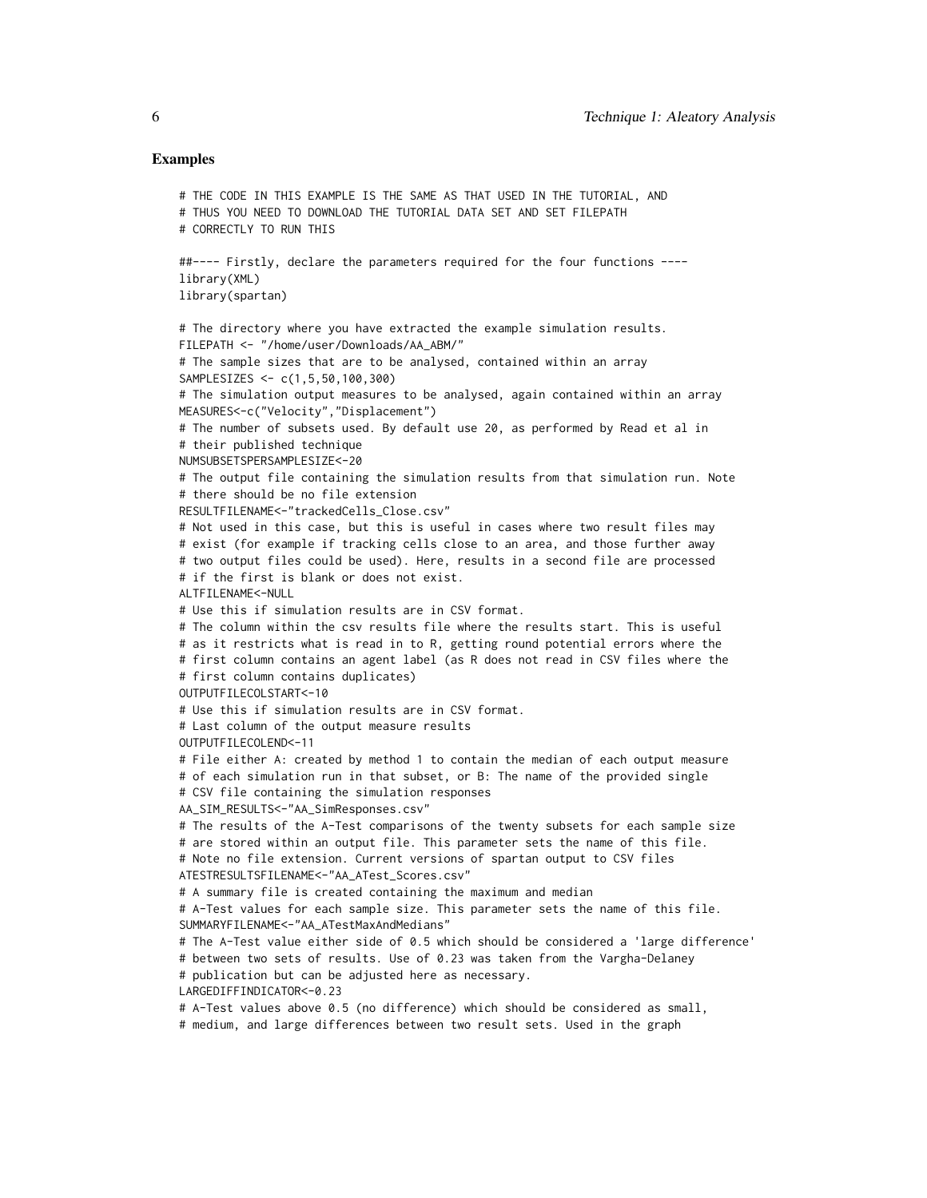### Examples

```
# THE CODE IN THIS EXAMPLE IS THE SAME AS THAT USED IN THE TUTORIAL, AND
# THUS YOU NEED TO DOWNLOAD THE TUTORIAL DATA SET AND SET FILEPATH
# CORRECTLY TO RUN THIS

##---- Firstly, declare the parameters required for the four functions ----
library(XML)
library(spartan)

# The directory where you have extracted the example simulation results.
FILEPATH <- "/home/user/Downloads/AA_ABM/"
# The sample sizes that are to be analysed, contained within an array
SAMPLESIZES <- c(1,5,50,100,300)
# The simulation output measures to be analysed, again contained within an array
MEASURES<-c("Velocity","Displacement")
# The number of subsets used. By default use 20, as performed by Read et al in
# their published technique
NUMSUBSETSPERSAMPLESIZE<-20
# The output file containing the simulation results from that simulation run. Note
# there should be no file extension
RESULTFILENAME<-"trackedCells_Close.csv"
# Not used in this case, but this is useful in cases where two result files may
# exist (for example if tracking cells close to an area, and those further away
# two output files could be used). Here, results in a second file are processed
# if the first is blank or does not exist.
ALTFILENAME<-NULL
# Use this if simulation results are in CSV format.
# The column within the csv results file where the results start. This is useful
# as it restricts what is read in to R, getting round potential errors where the
# first column contains an agent label (as R does not read in CSV files where the
# first column contains duplicates)
OUTPUTFILECOLSTART<-10
# Use this if simulation results are in CSV format.
# Last column of the output measure results
OUTPUTFILECOLEND<-11
# File either A: created by method 1 to contain the median of each output measure
# of each simulation run in that subset, or B: The name of the provided single
# CSV file containing the simulation responses
AA_SIM_RESULTS<-"AA_SimResponses.csv"
# The results of the A-Test comparisons of the twenty subsets for each sample size
# are stored within an output file. This parameter sets the name of this file.
# Note no file extension. Current versions of spartan output to CSV files
ATESTRESULTSFILENAME<-"AA_ATest_Scores.csv"
# A summary file is created containing the maximum and median
# A-Test values for each sample size. This parameter sets the name of this file.
SUMMARYFILENAME<-"AA_ATestMaxAndMedians"
# The A-Test value either side of 0.5 which should be considered a 'large difference'
# between two sets of results. Use of 0.23 was taken from the Vargha-Delaney
# publication but can be adjusted here as necessary.
LARGEDIFFINDICATOR<-0.23
# A-Test values above 0.5 (no difference) which should be considered as small,
# medium, and large differences between two result sets. Used in the graph
```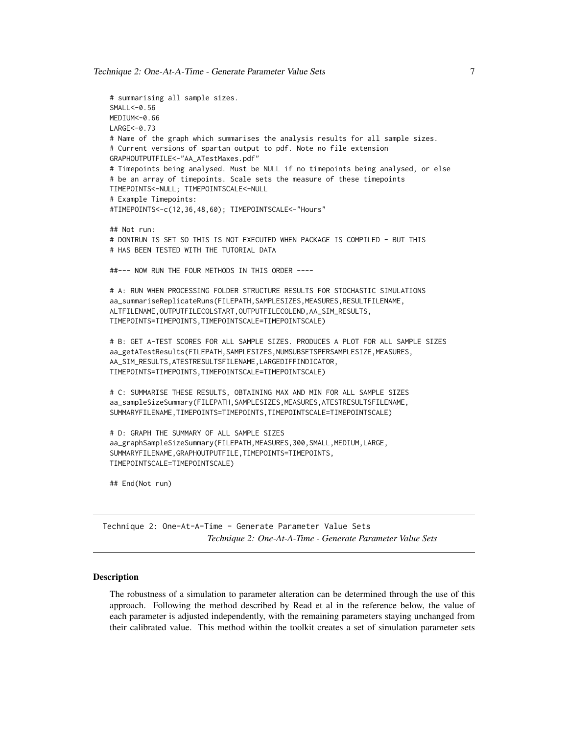```
# summarising all sample sizes.
SMALL<-0.56
MEDIUM<-0.66
LARGE<-0.73
# Name of the graph which summarises the analysis results for all sample sizes.
# Current versions of spartan output to pdf. Note no file extension
GRAPHOUTPUTFILE<-"AA_ATestMaxes.pdf"
# Timepoints being analysed. Must be NULL if no timepoints being analysed, or else
# be an array of timepoints. Scale sets the measure of these timepoints
TIMEPOINTS<-NULL; TIMEPOINTSCALE<-NULL
# Example Timepoints:
#TIMEPOINTS<-c(12,36,48,60); TIMEPOINTSCALE<-"Hours"

## Not run:
# DONTRUN IS SET SO THIS IS NOT EXECUTED WHEN PACKAGE IS COMPILED - BUT THIS
# HAS BEEN TESTED WITH THE TUTORIAL DATA

##--- NOW RUN THE FOUR METHODS IN THIS ORDER ----

# A: RUN WHEN PROCESSING FOLDER STRUCTURE RESULTS FOR STOCHASTIC SIMULATIONS
aa_summariseReplicateRuns(FILEPATH,SAMPLESIZES,MEASURES,RESULTFILENAME,
ALTFILENAME,OUTPUTFILECOLSTART,OUTPUTFILECOLEND,AA_SIM_RESULTS,
TIMEPOINTS=TIMEPOINTS,TIMEPOINTSCALE=TIMEPOINTSCALE)

# B: GET A-TEST SCORES FOR ALL SAMPLE SIZES. PRODUCES A PLOT FOR ALL SAMPLE SIZES
aa_getATestResults(FILEPATH,SAMPLESIZES,NUMSUBSETSPERSAMPLESIZE,MEASURES,
AA_SIM_RESULTS,ATESTRESULTSFILENAME,LARGEDIFFINDICATOR,
TIMEPOINTS=TIMEPOINTS,TIMEPOINTSCALE=TIMEPOINTSCALE)

# C: SUMMARISE THESE RESULTS, OBTAINING MAX AND MIN FOR ALL SAMPLE SIZES
aa_sampleSizeSummary(FILEPATH,SAMPLESIZES,MEASURES,ATESTRESULTSFILENAME,
SUMMARYFILENAME,TIMEPOINTS=TIMEPOINTS,TIMEPOINTSCALE=TIMEPOINTSCALE)

# D: GRAPH THE SUMMARY OF ALL SAMPLE SIZES
aa_graphSampleSizeSummary(FILEPATH,MEASURES,300,SMALL,MEDIUM,LARGE,
SUMMARYFILENAME,GRAPHOUTPUTFILE,TIMEPOINTS=TIMEPOINTS,
TIMEPOINTSCALE=TIMEPOINTSCALE)

## End(Not run)
```

---

Technique 2: One-At-A-Time - Generate Parameter Value Sets

*Technique 2: One-At-A-Time - Generate Parameter Value Sets*

---

## Description

The robustness of a simulation to parameter alteration can be determined through the use of this approach. Following the method described by Read et al in the reference below, the value of each parameter is adjusted independently, with the remaining parameters staying unchanged from their calibrated value. This method within the toolkit creates a set of simulation parameter sets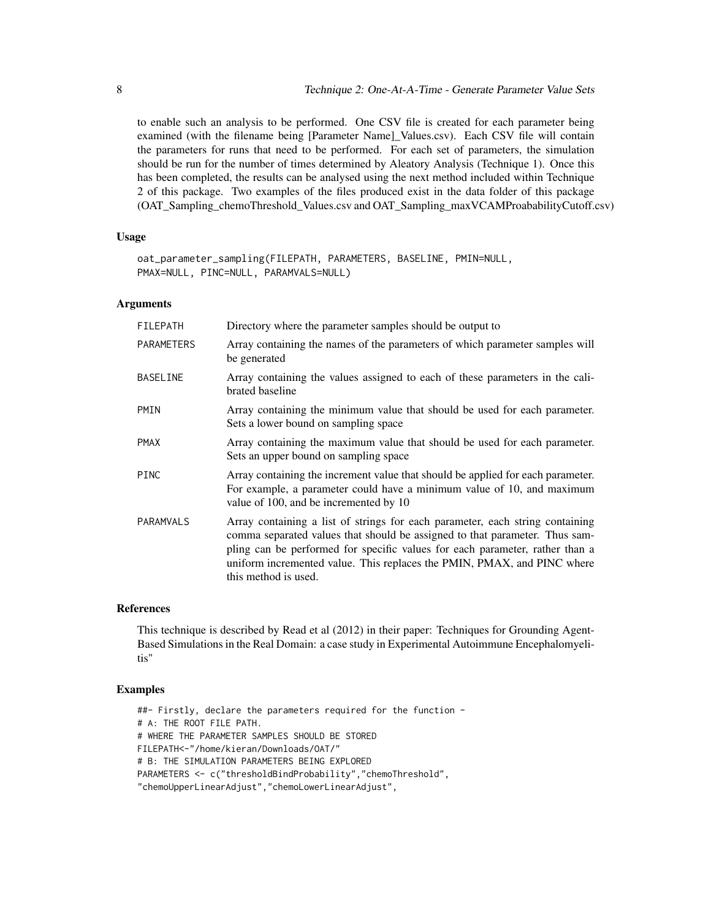to enable such an analysis to be performed. One CSV file is created for each parameter being examined (with the filename being [Parameter Name]_Values.csv). Each CSV file will contain the parameters for runs that need to be performed. For each set of parameters, the simulation should be run for the number of times determined by Aleatory Analysis (Technique 1). Once this has been completed, the results can be analysed using the next method included within Technique 2 of this package. Two examples of the files produced exist in the data folder of this package (OAT_Sampling_chemoThreshold_Values.csv and OAT_Sampling_maxVCAMProabability Cutoff.csv)

### Usage

```
oat_parameter_sampling(FILEPATH, PARAMETERS, BASELINE, PMIN=NULL,
PMAX=NULL, PINC=NULL, PARAMVALS=NULL)
```

### Arguments

| | |
|---|---|
| FILEPATH | Directory where the parameter samples should be output to |
| PARAMETERS | Array containing the names of the parameters of which parameter samples will be generated |
| BASELINE | Array containing the values assigned to each of these parameters in the calibrated baseline |
| PMIN | Array containing the minimum value that should be used for each parameter. Sets a lower bound on sampling space |
| PMAX | Array containing the maximum value that should be used for each parameter. Sets an upper bound on sampling space |
| PINC | Array containing the increment value that should be applied for each parameter. For example, a parameter could have a minimum value of 10, and maximum value of 100, and be incremented by 10 |
| PARAMVALS | Array containing a list of strings for each parameter, each string containing comma separated values that should be assigned to that parameter. Thus sampling can be performed for specific values for each parameter, rather than a uniform incremented value. This replaces the PMIN, PMAX, and PINC where this method is used. |

### References

This technique is described by Read et al (2012) in their paper: Techniques for Grounding Agent-Based Simulations in the Real Domain: a case study in Experimental Autoimmune Encephalomyelitis"

### Examples

```
##- Firstly, declare the parameters required for the function -
# A: THE ROOT FILE PATH.
# WHERE THE PARAMETER SAMPLES SHOULD BE STORED
FILEPATH<-"/home/kieran/Downloads/OAT/"
# B: THE SIMULATION PARAMETERS BEING EXPLORED
PARAMETERS <- c("thresholdBindProbability","chemoThreshold",
"chemoUpperLinearAdjust","chemoLowerLinearAdjust",
```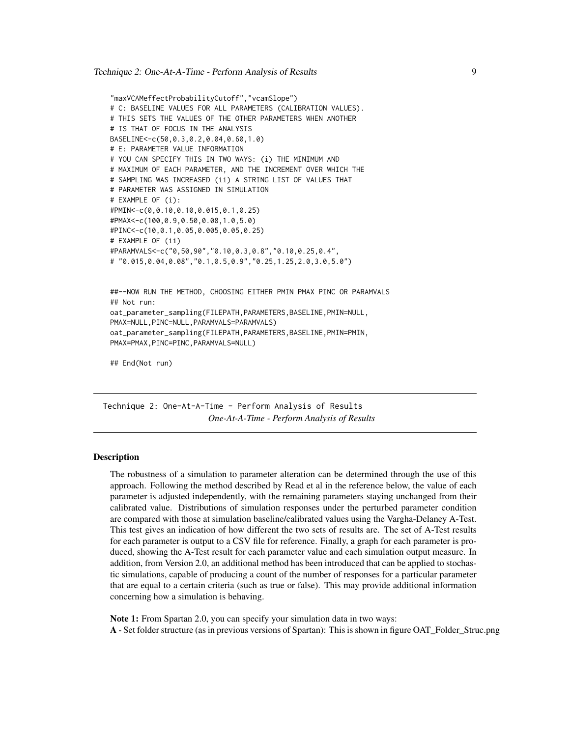```
"maxVCAMeffectProbabilityCutoff","vcamSlope")
# C: BASELINE VALUES FOR ALL PARAMETERS (CALIBRATION VALUES).
# THIS SETS THE VALUES OF THE OTHER PARAMETERS WHEN ANOTHER
# IS THAT OF FOCUS IN THE ANALYSIS
BASELINE<-c(50,0.3,0.2,0.04,0.60,1.0)
# E: PARAMETER VALUE INFORMATION
# YOU CAN SPECIFY THIS IN TWO WAYS: (i) THE MINIMUM AND
# MAXIMUM OF EACH PARAMETER, AND THE INCREMENT OVER WHICH THE
# SAMPLING WAS INCREASED (ii) A STRING LIST OF VALUES THAT
# PARAMETER WAS ASSIGNED IN SIMULATION
# EXAMPLE OF (i):
#PMIN<-c(0,0.10,0.10,0.015,0.1,0.25)
#PMAX<-c(100,0.9,0.50,0.08,1.0,5.0)
#PINC<-c(10,0.1,0.05,0.005,0.05,0.25)
# EXAMPLE OF (ii)
#PARAMVALS<-c("0,50,90","0.10,0.3,0.8","0.10,0.25,0.4",
# "0.015,0.04,0.08","0.1,0.5,0.9","0.25,1.25,2.0,3.0,5.0")


##--NOW RUN THE METHOD, CHOOSING EITHER PMIN PMAX PINC OR PARAMVALS
## Not run:
oat_parameter_sampling(FILEPATH,PARAMETERS,BASELINE,PMIN=NULL,
PMAX=NULL,PINC=NULL,PARAMVALS=PARAMVALS)
oat_parameter_sampling(FILEPATH,PARAMETERS,BASELINE,PMIN=PMIN,
PMAX=PMAX,PINC=PINC,PARAMVALS=NULL)

## End(Not run)
```

---

## Technique 2: One-At-A-Time - Perform Analysis of Results

*One-At-A-Time - Perform Analysis of Results*

---

### Description

The robustness of a simulation to parameter alteration can be determined through the use of this approach. Following the method described by Read et al in the reference below, the value of each parameter is adjusted independently, with the remaining parameters staying unchanged from their calibrated value. Distributions of simulation responses under the perturbed parameter condition are compared with those at simulation baseline/calibrated values using the Vargha-Delaney A-Test. This test gives an indication of how different the two sets of results are. The set of A-Test results for each parameter is output to a CSV file for reference. Finally, a graph for each parameter is produced, showing the A-Test result for each parameter value and each simulation output measure. In addition, from Version 2.0, an additional method has been introduced that can be applied to stochastic simulations, capable of producing a count of the number of responses for a particular parameter that are equal to a certain criteria (such as true or false). This may provide additional information concerning how a simulation is behaving.

**Note 1:** From Spartan 2.0, you can specify your simulation data in two ways:
**A** - Set folder structure (as in previous versions of Spartan): This is shown in figure OAT_Folder_Struc.png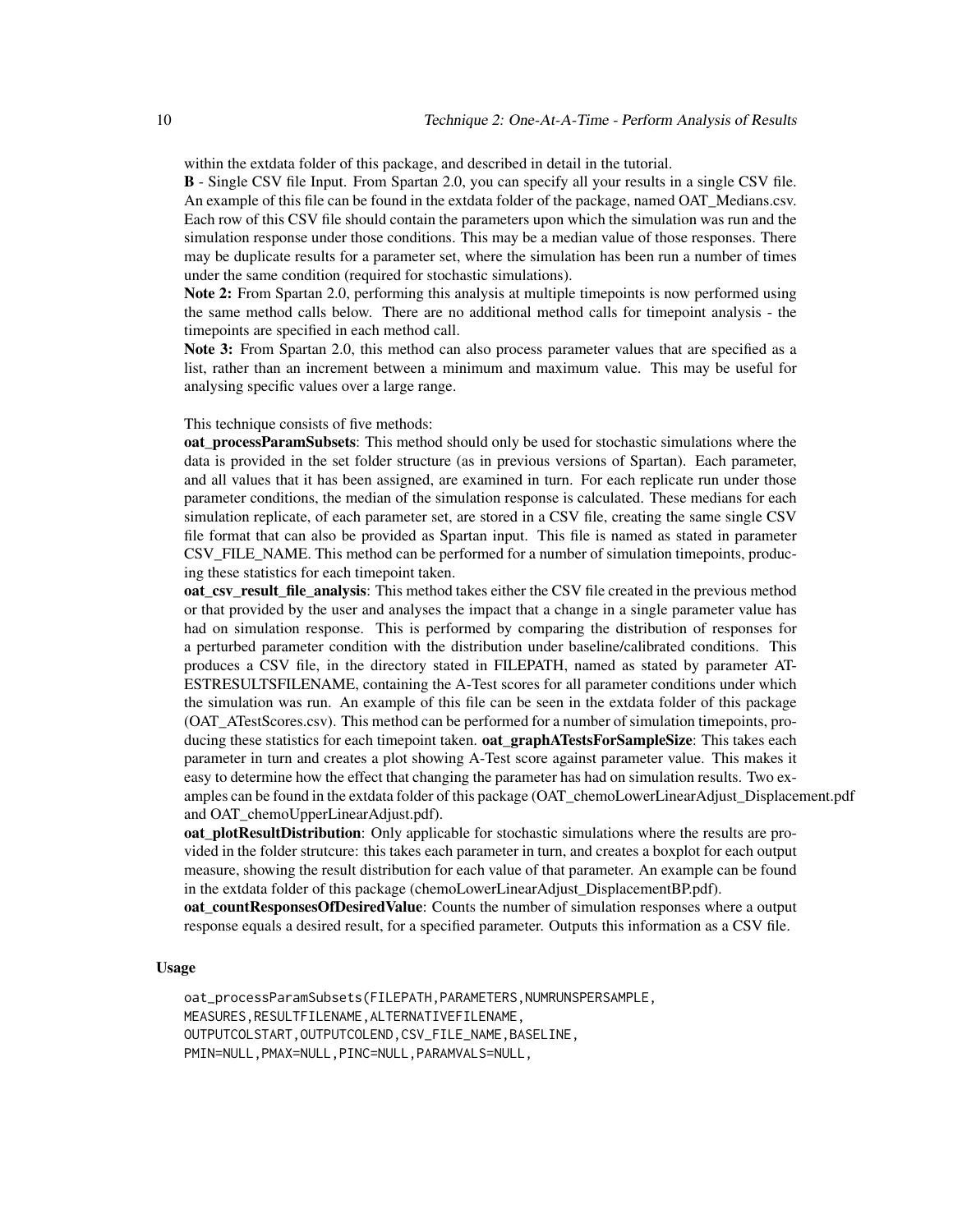within the extdata folder of this package, and described in detail in the tutorial.

**B** - Single CSV file Input. From Spartan 2.0, you can specify all your results in a single CSV file. An example of this file can be found in the extdata folder of the package, named OAT_Medians.csv. Each row of this CSV file should contain the parameters upon which the simulation was run and the simulation response under those conditions. This may be a median value of those responses. There may be duplicate results for a parameter set, where the simulation has been run a number of times under the same condition (required for stochastic simulations).

**Note 2:** From Spartan 2.0, performing this analysis at multiple timepoints is now performed using the same method calls below. There are no additional method calls for timepoint analysis - the timepoints are specified in each method call.

**Note 3:** From Spartan 2.0, this method can also process parameter values that are specified as a list, rather than an increment between a minimum and maximum value. This may be useful for analysing specific values over a large range.

This technique consists of five methods:

**oat_processParamSubsets**: This method should only be used for stochastic simulations where the data is provided in the set folder structure (as in previous versions of Spartan). Each parameter, and all values that it has been assigned, are examined in turn. For each replicate run under those parameter conditions, the median of the simulation response is calculated. These medians for each simulation replicate, of each parameter set, are stored in a CSV file, creating the same single CSV file format that can also be provided as Spartan input. This file is named as stated in parameter CSV_FILE_NAME. This method can be performed for a number of simulation timepoints, producing these statistics for each timepoint taken.

**oat_csv_result_file_analysis**: This method takes either the CSV file created in the previous method or that provided by the user and analyses the impact that a change in a single parameter value has had on simulation response. This is performed by comparing the distribution of responses for a perturbed parameter condition with the distribution under baseline/calibrated conditions. This produces a CSV file, in the directory stated in FILEPATH, named as stated by parameter ATESTRESULTSFILENAME, containing the A-Test scores for all parameter conditions under which the simulation was run. An example of this file can be seen in the extdata folder of this package (OAT_ATestScores.csv). This method can be performed for a number of simulation timepoints, producing these statistics for each timepoint taken. **oat_graphATestsForSampleSize**: This takes each parameter in turn and creates a plot showing A-Test score against parameter value. This makes it easy to determine how the effect that changing the parameter has had on simulation results. Two examples can be found in the extdata folder of this package (OAT_chemoLowerLinearAdjust_Displacement.pdf and OAT_chemoUpperLinearAdjust.pdf).

**oat_plotResultDistribution**: Only applicable for stochastic simulations where the results are provided in the folder strutcure: this takes each parameter in turn, and creates a boxplot for each output measure, showing the result distribution for each value of that parameter. An example can be found in the extdata folder of this package (chemoLowerLinearAdjust_DisplacementBP.pdf).

**oat_countResponsesOfDesiredValue**: Counts the number of simulation responses where a output response equals a desired result, for a specified parameter. Outputs this information as a CSV file.

### Usage

```
oat_processParamSubsets(FILEPATH,PARAMETERS,NUMRUNSPERSAMPLE,
MEASURES,RESULTFILENAME,ALTERNATIVEFILENAME,
OUTPUTCOLSTART,OUTPUTCOLEND,CSV_FILE_NAME,BASELINE,
PMIN=NULL,PMAX=NULL,PINC=NULL,PARAMVALS=NULL,
```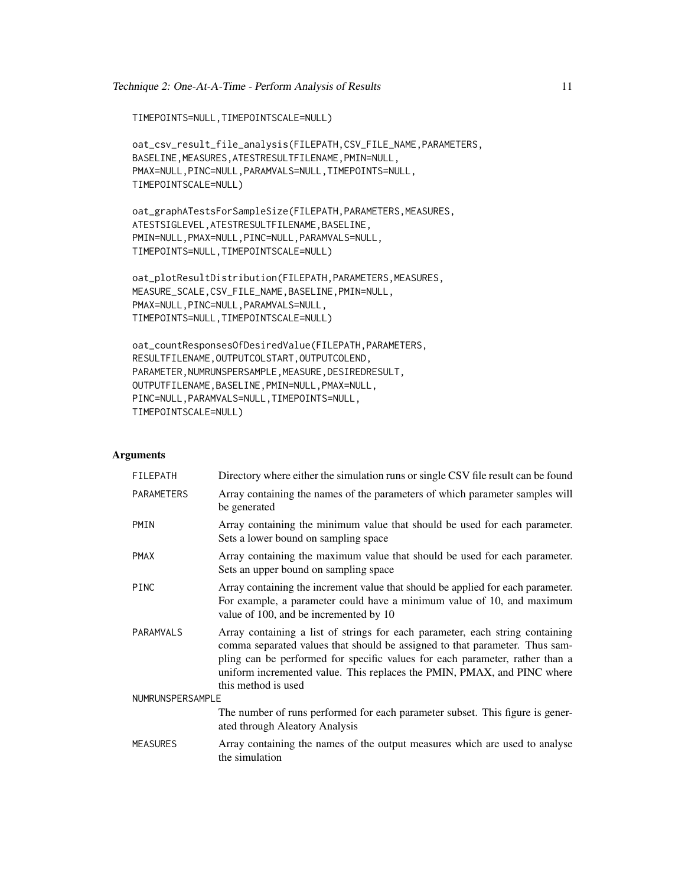```
TIMEPOINTS=NULL,TIMEPOINTSCALE=NULL)

oat_csv_result_file_analysis(FILEPATH,CSV_FILE_NAME,PARAMETERS,
BASELINE,MEASURES,ATESTRESULTFILENAME,PMIN=NULL,
PMAX=NULL,PINC=NULL,PARAMVALS=NULL,TIMEPOINTS=NULL,
TIMEPOINTSCALE=NULL)

oat_graphATestsForSampleSize(FILEPATH,PARAMETERS,MEASURES,
ATESTSIGLEVEL,ATESTRESULTFILENAME,BASELINE,
PMIN=NULL,PMAX=NULL,PINC=NULL,PARAMVALS=NULL,
TIMEPOINTS=NULL,TIMEPOINTSCALE=NULL)

oat_plotResultDistribution(FILEPATH,PARAMETERS,MEASURES,
MEASURE_SCALE,CSV_FILE_NAME,BASELINE,PMIN=NULL,
PMAX=NULL,PINC=NULL,PARAMVALS=NULL,
TIMEPOINTS=NULL,TIMEPOINTSCALE=NULL)

oat_countResponsesOfDesiredValue(FILEPATH,PARAMETERS,
RESULTFILENAME,OUTPUTCOLSTART,OUTPUTCOLEND,
PARAMETER,NUMRUNSPERSAMPLE,MEASURE,DESIREDRESULT,
OUTPUTFILENAME,BASELINE,PMIN=NULL,PMAX=NULL,
PINC=NULL,PARAMVALS=NULL,TIMEPOINTS=NULL,
TIMEPOINTSCALE=NULL)
```

## Arguments

| | |
|---|---|
| FILEPATH | Directory where either the simulation runs or single CSV file result can be found |
| PARAMETERS | Array containing the names of the parameters of which parameter samples will be generated |
| PMIN | Array containing the minimum value that should be used for each parameter. Sets a lower bound on sampling space |
| PMAX | Array containing the maximum value that should be used for each parameter. Sets an upper bound on sampling space |
| PINC | Array containing the increment value that should be applied for each parameter. For example, a parameter could have a minimum value of 10, and maximum value of 100, and be incremented by 10 |
| PARAMVALS | Array containing a list of strings for each parameter, each string containing comma separated values that should be assigned to that parameter. Thus sampling can be performed for specific values for each parameter, rather than a uniform incremented value. This replaces the PMIN, PMAX, and PINC where this method is used |
| NUMRUNSPERSAMPLE | The number of runs performed for each parameter subset. This figure is generated through Aleatory Analysis |
| MEASURES | Array containing the names of the output measures which are used to analyse the simulation |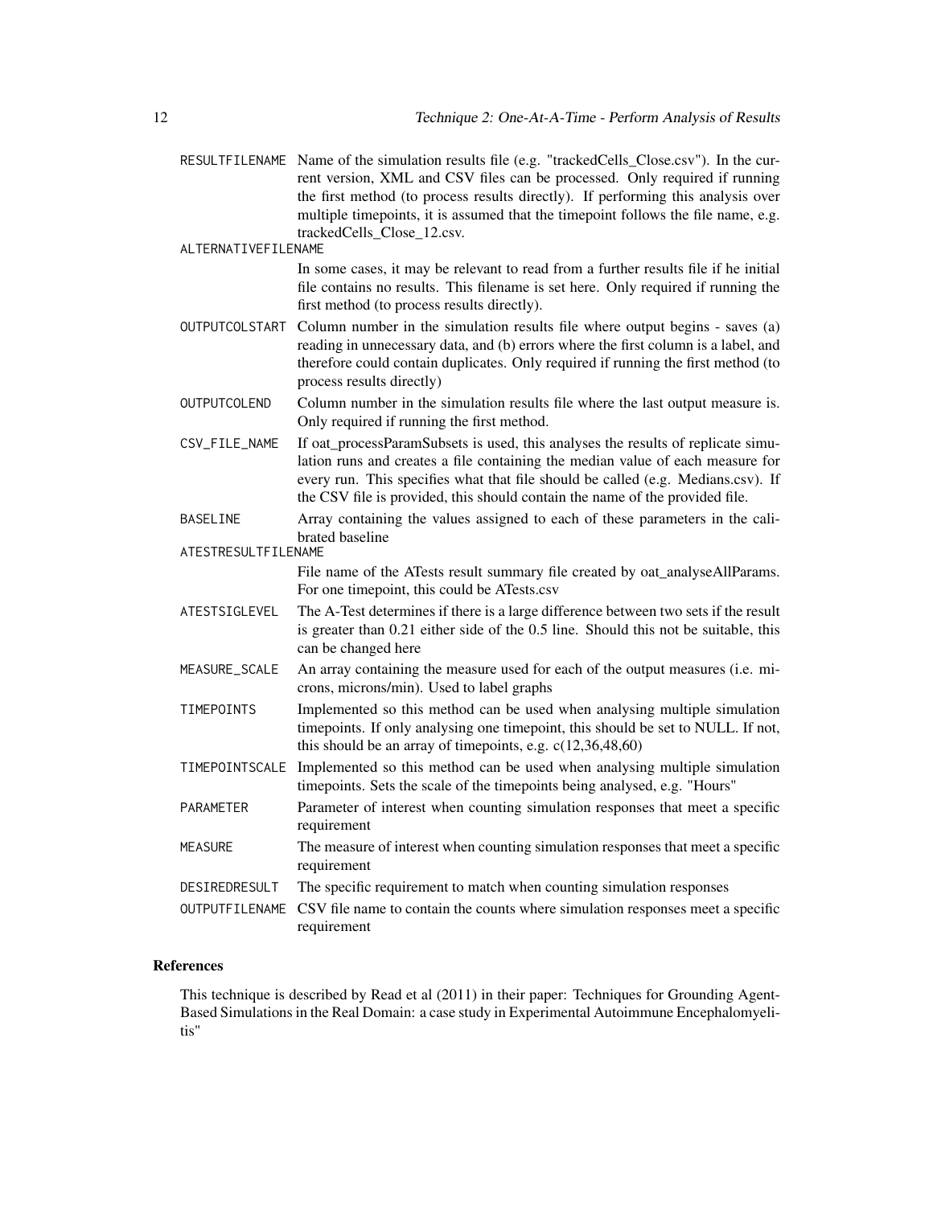RESULTFILENAME Name of the simulation results file (e.g. "trackedCells_Close.csv"). In the current version, XML and CSV files can be processed. Only required if running the first method (to process results directly). If performing this analysis over multiple timepoints, it is assumed that the timepoint follows the file name, e.g. trackedCells_Close_12.csv.

ALTERNATIVEFILENAME
In some cases, it may be relevant to read from a further results file if he initial file contains no results. This filename is set here. Only required if running the first method (to process results directly).

OUTPUTCOLSTART Column number in the simulation results file where output begins - saves (a) reading in unnecessary data, and (b) errors where the first column is a label, and therefore could contain duplicates. Only required if running the first method (to process results directly)

OUTPUTCOLEND Column number in the simulation results file where the last output measure is. Only required if running the first method.

CSV_FILE_NAME If oat_processParamSubsets is used, this analyses the results of replicate simulation runs and creates a file containing the median value of each measure for every run. This specifies what that file should be called (e.g. Medians.csv). If the CSV file is provided, this should contain the name of the provided file.

BASELINE Array containing the values assigned to each of these parameters in the calibrated baseline

ATESTRESULTFILENAME
File name of the ATests result summary file created by oat_analyseAllParams. For one timepoint, this could be ATests.csv

ATESTSIGLEVEL The A-Test determines if there is a large difference between two sets if the result is greater than 0.21 either side of the 0.5 line. Should this not be suitable, this can be changed here

MEASURE_SCALE An array containing the measure used for each of the output measures (i.e. microns, microns/min). Used to label graphs

TIMEPOINTS Implemented so this method can be used when analysing multiple simulation timepoints. If only analysing one timepoint, this should be set to NULL. If not, this should be an array of timepoints, e.g. c(12,36,48,60)

TIMEPOINTSCALE Implemented so this method can be used when analysing multiple simulation timepoints. Sets the scale of the timepoints being analysed, e.g. "Hours"

PARAMETER Parameter of interest when counting simulation responses that meet a specific requirement

MEASURE The measure of interest when counting simulation responses that meet a specific requirement

DESIREDRESULT The specific requirement to match when counting simulation responses

OUTPUTFILENAME CSV file name to contain the counts where simulation responses meet a specific requirement

### References

This technique is described by Read et al (2011) in their paper: Techniques for Grounding Agent-Based Simulations in the Real Domain: a case study in Experimental Autoimmune Encephalomyelitis"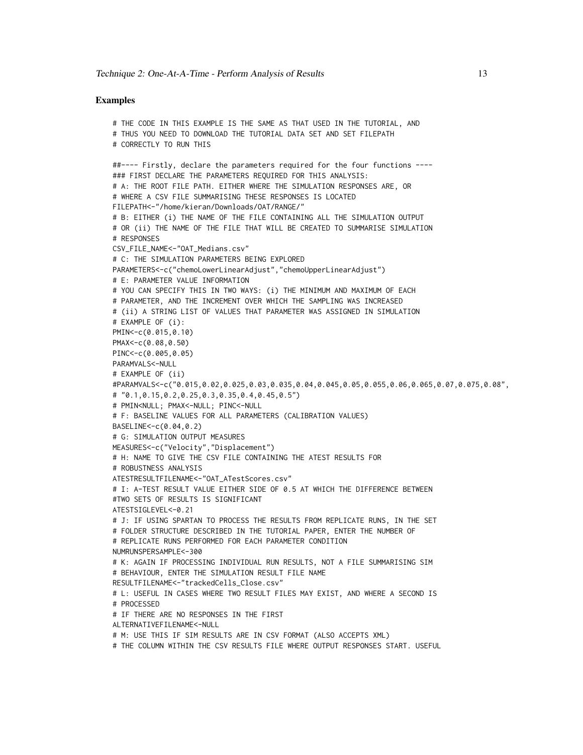## Examples

```
# THE CODE IN THIS EXAMPLE IS THE SAME AS THAT USED IN THE TUTORIAL, AND
# THUS YOU NEED TO DOWNLOAD THE TUTORIAL DATA SET AND SET FILEPATH
# CORRECTLY TO RUN THIS

##---- Firstly, declare the parameters required for the four functions ----
### FIRST DECLARE THE PARAMETERS REQUIRED FOR THIS ANALYSIS:
# A: THE ROOT FILE PATH. EITHER WHERE THE SIMULATION RESPONSES ARE, OR
# WHERE A CSV FILE SUMMARISING THESE RESPONSES IS LOCATED
FILEPATH<-"/home/kieran/Downloads/OAT/RANGE/"
# B: EITHER (i) THE NAME OF THE FILE CONTAINING ALL THE SIMULATION OUTPUT
# OR (ii) THE NAME OF THE FILE THAT WILL BE CREATED TO SUMMARISE SIMULATION
# RESPONSES
CSV_FILE_NAME<-"OAT_Medians.csv"
# C: THE SIMULATION PARAMETERS BEING EXPLORED
PARAMETERS<-c("chemoLowerLinearAdjust","chemoUpperLinearAdjust")
# E: PARAMETER VALUE INFORMATION
# YOU CAN SPECIFY THIS IN TWO WAYS: (i) THE MINIMUM AND MAXIMUM OF EACH
# PARAMETER, AND THE INCREMENT OVER WHICH THE SAMPLING WAS INCREASED
# (ii) A STRING LIST OF VALUES THAT PARAMETER WAS ASSIGNED IN SIMULATION
# EXAMPLE OF (i):
PMIN<-c(0.015,0.10)
PMAX<-c(0.08,0.50)
PINC<-c(0.005,0.05)
PARAMVALS<-NULL
# EXAMPLE OF (ii)
#PARAMVALS<-c("0.015,0.02,0.025,0.03,0.035,0.04,0.045,0.05,0.055,0.06,0.065,0.07,0.075,0.08",
# "0.1,0.15,0.2,0.25,0.3,0.35,0.4,0.45,0.5")
# PMIN<NULL; PMAX<-NULL; PINC<-NULL
# F: BASELINE VALUES FOR ALL PARAMETERS (CALIBRATION VALUES)
BASELINE<-c(0.04,0.2)
# G: SIMULATION OUTPUT MEASURES
MEASURES<-c("Velocity","Displacement")
# H: NAME TO GIVE THE CSV FILE CONTAINING THE ATEST RESULTS FOR
# ROBUSTNESS ANALYSIS
ATESTRESULTFILENAME<-"OAT_ATestScores.csv"
# I: A-TEST RESULT VALUE EITHER SIDE OF 0.5 AT WHICH THE DIFFERENCE BETWEEN
#TWO SETS OF RESULTS IS SIGNIFICANT
ATESTSIGLEVEL<-0.21
# J: IF USING SPARTAN TO PROCESS THE RESULTS FROM REPLICATE RUNS, IN THE SET
# FOLDER STRUCTURE DESCRIBED IN THE TUTORIAL PAPER, ENTER THE NUMBER OF
# REPLICATE RUNS PERFORMED FOR EACH PARAMETER CONDITION
NUMRUNSPERSAMPLE<-300
# K: AGAIN IF PROCESSING INDIVIDUAL RUN RESULTS, NOT A FILE SUMMARISING SIM
# BEHAVIOUR, ENTER THE SIMULATION RESULT FILE NAME
RESULTFILENAME<-"trackedCells_Close.csv"
# L: USEFUL IN CASES WHERE TWO RESULT FILES MAY EXIST, AND WHERE A SECOND IS
# PROCESSED
# IF THERE ARE NO RESPONSES IN THE FIRST
ALTERNATIVEFILENAME<-NULL
# M: USE THIS IF SIM RESULTS ARE IN CSV FORMAT (ALSO ACCEPTS XML)
# THE COLUMN WITHIN THE CSV RESULTS FILE WHERE OUTPUT RESPONSES START. USEFUL
```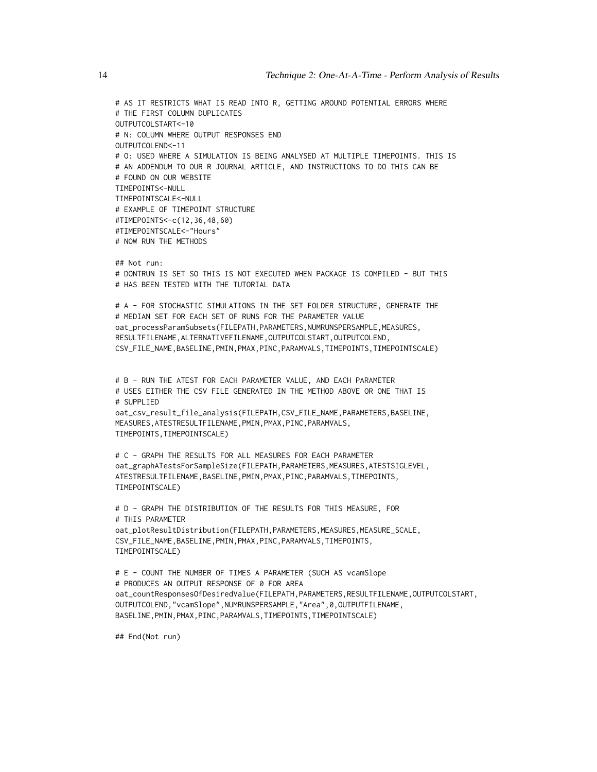```
# AS IT RESTRICTS WHAT IS READ INTO R, GETTING AROUND POTENTIAL ERRORS WHERE
# THE FIRST COLUMN DUPLICATES
OUTPUTCOLSTART<-10
# N: COLUMN WHERE OUTPUT RESPONSES END
OUTPUTCOLEND<-11
# O: USED WHERE A SIMULATION IS BEING ANALYSED AT MULTIPLE TIMEPOINTS. THIS IS
# AN ADDENDUM TO OUR R JOURNAL ARTICLE, AND INSTRUCTIONS TO DO THIS CAN BE
# FOUND ON OUR WEBSITE
TIMEPOINTS<-NULL
TIMEPOINTSCALE<-NULL
# EXAMPLE OF TIMEPOINT STRUCTURE
#TIMEPOINTS<-c(12,36,48,60)
#TIMEPOINTSCALE<-"Hours"
# NOW RUN THE METHODS

## Not run:
# DONTRUN IS SET SO THIS IS NOT EXECUTED WHEN PACKAGE IS COMPILED - BUT THIS
# HAS BEEN TESTED WITH THE TUTORIAL DATA

# A - FOR STOCHASTIC SIMULATIONS IN THE SET FOLDER STRUCTURE, GENERATE THE
# MEDIAN SET FOR EACH SET OF RUNS FOR THE PARAMETER VALUE
oat_processParamSubsets(FILEPATH,PARAMETERS,NUMRUNSPERSAMPLE,MEASURES,
RESULTFILENAME,ALTERNATIVEFILENAME,OUTPUTCOLSTART,OUTPUTCOLEND,
CSV_FILE_NAME,BASELINE,PMIN,PMAX,PINC,PARAMVALS,TIMEPOINTS,TIMEPOINTSCALE)


# B - RUN THE ATEST FOR EACH PARAMETER VALUE, AND EACH PARAMETER
# USES EITHER THE CSV FILE GENERATED IN THE METHOD ABOVE OR ONE THAT IS
# SUPPLIED
oat_csv_result_file_analysis(FILEPATH,CSV_FILE_NAME,PARAMETERS,BASELINE,
MEASURES,ATESTRESULTFILENAME,PMIN,PMAX,PINC,PARAMVALS,
TIMEPOINTS,TIMEPOINTSCALE)

# C - GRAPH THE RESULTS FOR ALL MEASURES FOR EACH PARAMETER
oat_graphATestsForSampleSize(FILEPATH,PARAMETERS,MEASURES,ATESTSIGLEVEL,
ATESTRESULTFILENAME,BASELINE,PMIN,PMAX,PINC,PARAMVALS,TIMEPOINTS,
TIMEPOINTSCALE)

# D - GRAPH THE DISTRIBUTION OF THE RESULTS FOR THIS MEASURE, FOR
# THIS PARAMETER
oat_plotResultDistribution(FILEPATH,PARAMETERS,MEASURES,MEASURE_SCALE,
CSV_FILE_NAME,BASELINE,PMIN,PMAX,PINC,PARAMVALS,TIMEPOINTS,
TIMEPOINTSCALE)

# E - COUNT THE NUMBER OF TIMES A PARAMETER (SUCH AS vcamSlope
# PRODUCES AN OUTPUT RESPONSE OF 0 FOR AREA
oat_countResponsesOfDesiredValue(FILEPATH,PARAMETERS,RESULTFILENAME,OUTPUTCOLSTART,
OUTPUTCOLEND,"vcamSlope",NUMRUNSPERSAMPLE,"Area",0,OUTPUTFILENAME,
BASELINE,PMIN,PMAX,PINC,PARAMVALS,TIMEPOINTS,TIMEPOINTSCALE)

## End(Not run)
```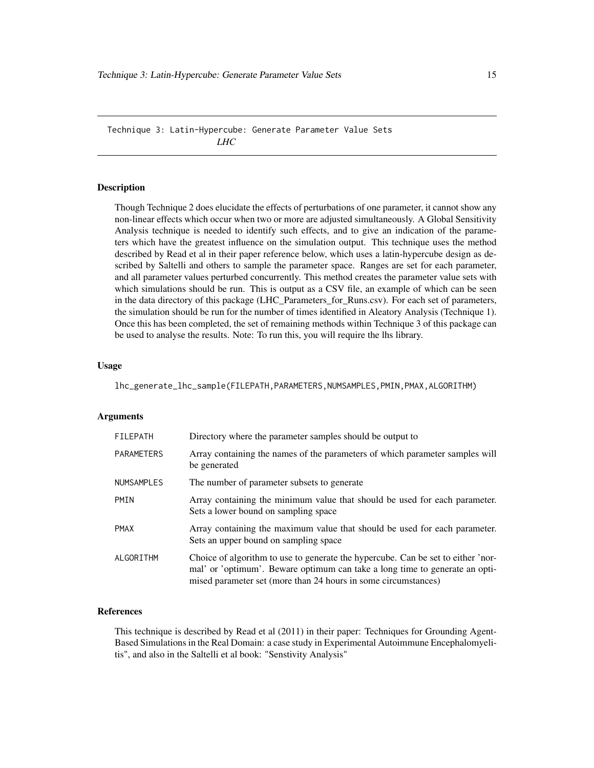## Technique 3: Latin-Hypercube: Generate Parameter Value Sets

*LHC*

### Description

Though Technique 2 does elucidate the effects of perturbations of one parameter, it cannot show any non-linear effects which occur when two or more are adjusted simultaneously. A Global Sensitivity Analysis technique is needed to identify such effects, and to give an indication of the parameters which have the greatest influence on the simulation output. This technique uses the method described by Read et al in their paper reference below, which uses a latin-hypercube design as described by Saltelli and others to sample the parameter space. Ranges are set for each parameter, and all parameter values perturbed concurrently. This method creates the parameter value sets with which simulations should be run. This is output as a CSV file, an example of which can be seen in the data directory of this package (LHC_Parameters_for_Runs.csv). For each set of parameters, the simulation should be run for the number of times identified in Aleatory Analysis (Technique 1). Once this has been completed, the set of remaining methods within Technique 3 of this package can be used to analyse the results. Note: To run this, you will require the lhs library.

### Usage

```
lhc_generate_lhc_sample(FILEPATH,PARAMETERS,NUMSAMPLES,PMIN,PMAX,ALGORITHM)
```

### Arguments

| | |
|---|---|
| FILEPATH | Directory where the parameter samples should be output to |
| PARAMETERS | Array containing the names of the parameters of which parameter samples will be generated |
| NUMSAMPLES | The number of parameter subsets to generate |
| PMIN | Array containing the minimum value that should be used for each parameter. Sets a lower bound on sampling space |
| PMAX | Array containing the maximum value that should be used for each parameter. Sets an upper bound on sampling space |
| ALGORITHM | Choice of algorithm to use to generate the hypercube. Can be set to either 'normal' or 'optimum'. Beware optimum can take a long time to generate an optimised parameter set (more than 24 hours in some circumstances) |

### References

This technique is described by Read et al (2011) in their paper: Techniques for Grounding Agent-Based Simulations in the Real Domain: a case study in Experimental Autoimmune Encephalomyelitis", and also in the Saltelli et al book: "Senstivity Analysis"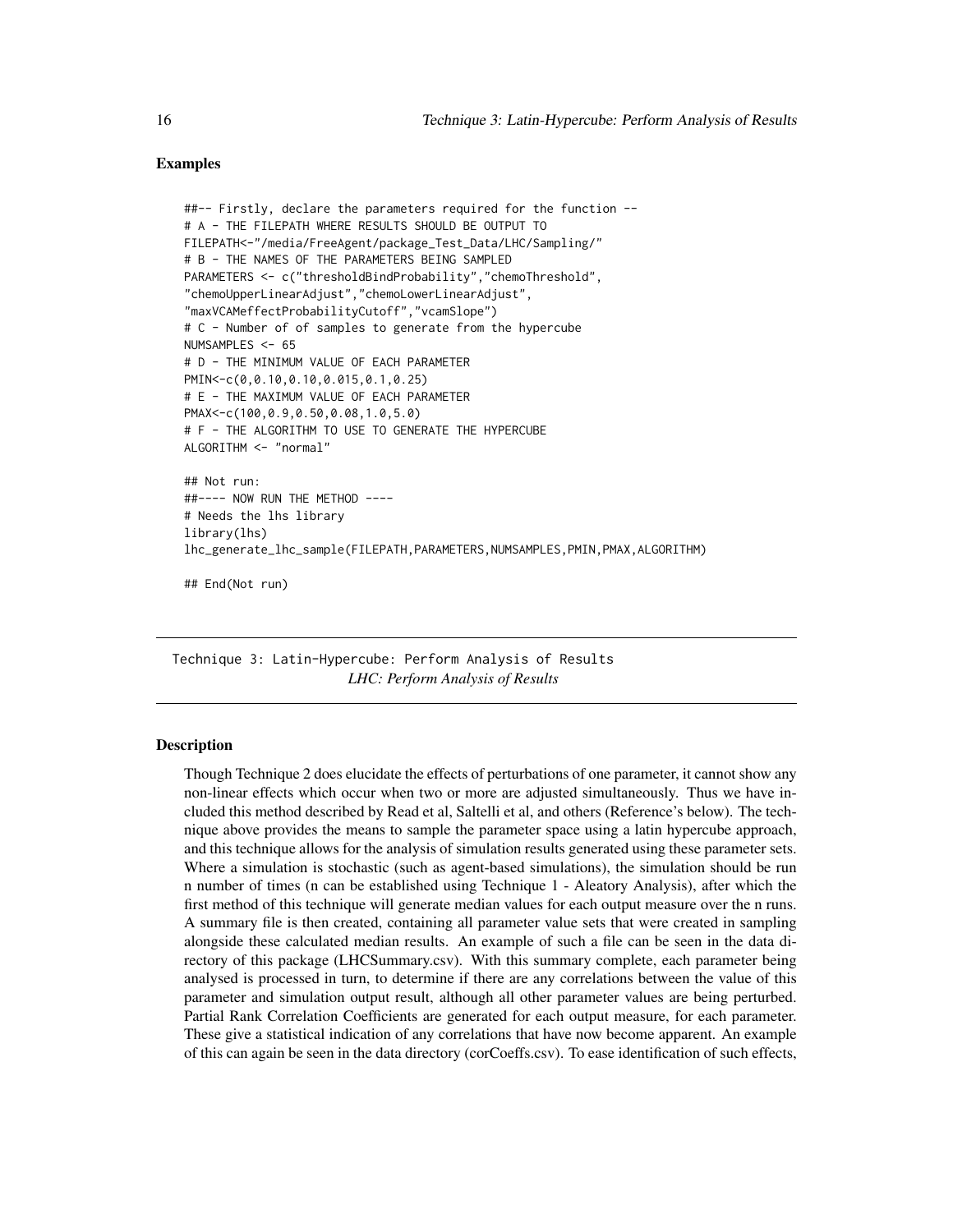### Examples

```
##-- Firstly, declare the parameters required for the function --
# A - THE FILEPATH WHERE RESULTS SHOULD BE OUTPUT TO
FILEPATH<-"/media/FreeAgent/package_Test_Data/LHC/Sampling/"
# B - THE NAMES OF THE PARAMETERS BEING SAMPLED
PARAMETERS <- c("thresholdBindProbability","chemoThreshold",
"chemoUpperLinearAdjust","chemoLowerLinearAdjust",
"maxVCAMeffectProbabilityCutoff","vcamSlope")
# C - Number of of samples to generate from the hypercube
NUMSAMPLES <- 65
# D - THE MINIMUM VALUE OF EACH PARAMETER
PMIN<-c(0,0.10,0.10,0.015,0.1,0.25)
# E - THE MAXIMUM VALUE OF EACH PARAMETER
PMAX<-c(100,0.9,0.50,0.08,1.0,5.0)
# F - THE ALGORITHM TO USE TO GENERATE THE HYPERCUBE
ALGORITHM <- "normal"

## Not run:
##---- NOW RUN THE METHOD ----
# Needs the lhs library
library(lhs)
lhc_generate_lhc_sample(FILEPATH,PARAMETERS,NUMSAMPLES,PMIN,PMAX,ALGORITHM)

## End(Not run)
```

---

## Technique 3: Latin-Hypercube: Perform Analysis of Results

*LHC: Perform Analysis of Results*

---

### Description

Though Technique 2 does elucidate the effects of perturbations of one parameter, it cannot show any non-linear effects which occur when two or more are adjusted simultaneously. Thus we have included this method described by Read et al, Saltelli et al, and others (Reference's below). The technique above provides the means to sample the parameter space using a latin hypercube approach, and this technique allows for the analysis of simulation results generated using these parameter sets. Where a simulation is stochastic (such as agent-based simulations), the simulation should be run n number of times (n can be established using Technique 1 - Aleatory Analysis), after which the first method of this technique will generate median values for each output measure over the n runs. A summary file is then created, containing all parameter value sets that were created in sampling alongside these calculated median results. An example of such a file can be seen in the data directory of this package (LHCSummary.csv). With this summary complete, each parameter being analysed is processed in turn, to determine if there are any correlations between the value of this parameter and simulation output result, although all other parameter values are being perturbed. Partial Rank Correlation Coefficients are generated for each output measure, for each parameter. These give a statistical indication of any correlations that have now become apparent. An example of this can again be seen in the data directory (corCoeffs.csv). To ease identification of such effects,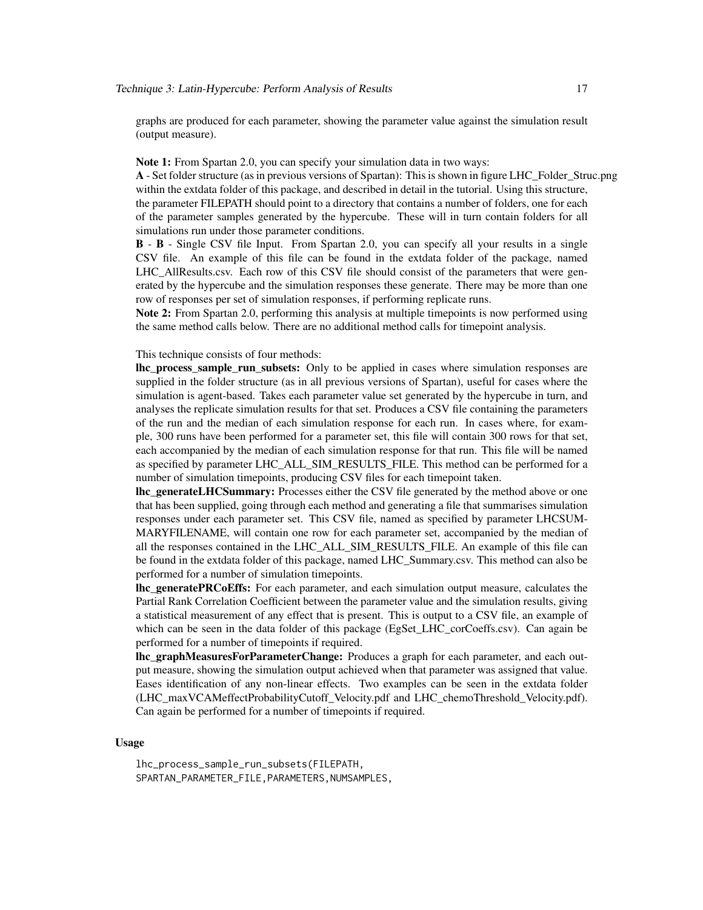graphs are produced for each parameter, showing the parameter value against the simulation result (output measure).

**Note 1:** From Spartan 2.0, you can specify your simulation data in two ways:
**A** - Set folder structure (as in previous versions of Spartan): This is shown in figure LHC_Folder_Struc.png within the extdata folder of this package, and described in detail in the tutorial. Using this structure, the parameter FILEPATH should point to a directory that contains a number of folders, one for each of the parameter samples generated by the hypercube. These will in turn contain folders for all simulations run under those parameter conditions.
**B** - **B** - Single CSV file Input. From Spartan 2.0, you can specify all your results in a single CSV file. An example of this file can be found in the extdata folder of the package, named LHC_AllResults.csv. Each row of this CSV file should consist of the parameters that were generated by the hypercube and the simulation responses these generate. There may be more than one row of responses per set of simulation responses, if performing replicate runs.
**Note 2:** From Spartan 2.0, performing this analysis at multiple timepoints is now performed using the same method calls below. There are no additional method calls for timepoint analysis.

This technique consists of four methods:
**lhc_process_sample_run_subsets:** Only to be applied in cases where simulation responses are supplied in the folder structure (as in all previous versions of Spartan), useful for cases where the simulation is agent-based. Takes each parameter value set generated by the hypercube in turn, and analyses the replicate simulation results for that set. Produces a CSV file containing the parameters of the run and the median of each simulation response for each run. In cases where, for example, 300 runs have been performed for a parameter set, this file will contain 300 rows for that set, each accompanied by the median of each simulation response for that run. This file will be named as specified by parameter LHC_ALL_SIM_RESULTS_FILE. This method can be performed for a number of simulation timepoints, producing CSV files for each timepoint taken.
**lhc_generateLHCSummary:** Processes either the CSV file generated by the method above or one that has been supplied, going through each method and generating a file that summarises simulation responses under each parameter set. This CSV file, named as specified by parameter LHCSUMMARYFILENAME, will contain one row for each parameter set, accompanied by the median of all the responses contained in the LHC_ALL_SIM_RESULTS_FILE. An example of this file can be found in the extdata folder of this package, named LHC_Summary.csv. This method can also be performed for a number of simulation timepoints.
**lhc_generatePRCoEffs:** For each parameter, and each simulation output measure, calculates the Partial Rank Correlation Coefficient between the parameter value and the simulation results, giving a statistical measurement of any effect that is present. This is output to a CSV file, an example of which can be seen in the data folder of this package (EgSet_LHC_corCoeffs.csv). Can again be performed for a number of timepoints if required.
**lhc_graphMeasuresForParameterChange:** Produces a graph for each parameter, and each output measure, showing the simulation output achieved when that parameter was assigned that value. Eases identification of any non-linear effects. Two examples can be seen in the extdata folder (LHC_maxVCAMeffectProbabilityCutoff_Velocity.pdf and LHC_chemoThreshold_Velocity.pdf). Can again be performed for a number of timepoints if required.

### Usage

```
lhc_process_sample_run_subsets(FILEPATH,
SPARTAN_PARAMETER_FILE,PARAMETERS,NUMSAMPLES,
```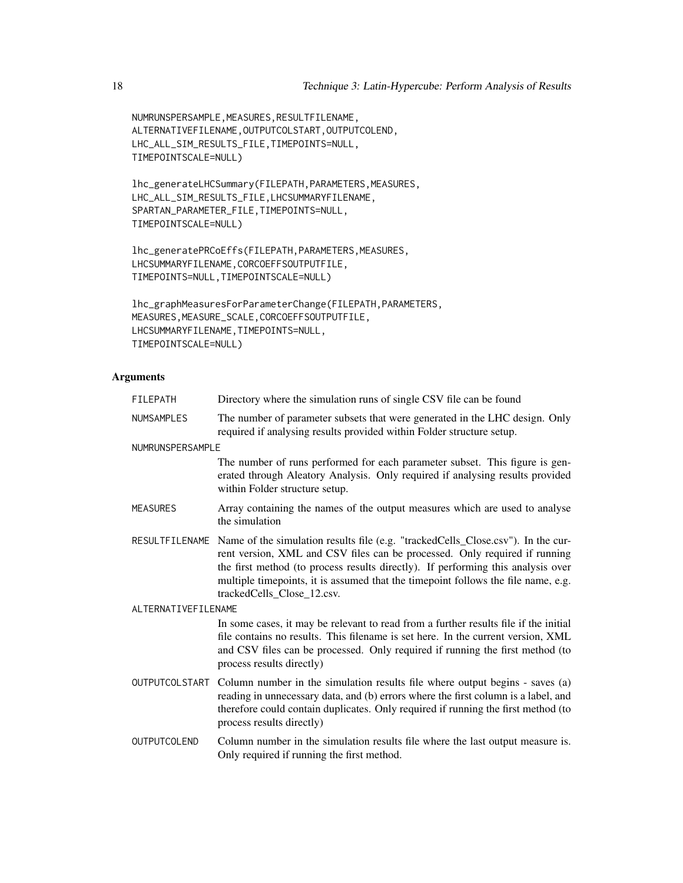```
NUMRUNSPERSAMPLE,MEASURES,RESULTFILENAME,
ALTERNATIVEFILENAME,OUTPUTCOLSTART,OUTPUTCOLEND,
LHC_ALL_SIM_RESULTS_FILE,TIMEPOINTS=NULL,
TIMEPOINTSCALE=NULL)

lhc_generateLHCSummary(FILEPATH,PARAMETERS,MEASURES,
LHC_ALL_SIM_RESULTS_FILE,LHCSUMMARYFILENAME,
SPARTAN_PARAMETER_FILE,TIMEPOINTS=NULL,
TIMEPOINTSCALE=NULL)

lhc_generatePRCoEffs(FILEPATH,PARAMETERS,MEASURES,
LHCSUMMARYFILENAME,CORCOEFFSOUTPUTFILE,
TIMEPOINTS=NULL,TIMEPOINTSCALE=NULL)

lhc_graphMeasuresForParameterChange(FILEPATH,PARAMETERS,
MEASURES,MEASURE_SCALE,CORCOEFFSOUTPUTFILE,
LHCSUMMARYFILENAME,TIMEPOINTS=NULL,
TIMEPOINTSCALE=NULL)
```

## Arguments

| | |
|---|---|
| FILEPATH | Directory where the simulation runs of single CSV file can be found |
| NUMSAMPLES | The number of parameter subsets that were generated in the LHC design. Only required if analysing results provided within Folder structure setup. |
| NUMRUNSPERSAMPLE | The number of runs performed for each parameter subset. This figure is generated through Aleatory Analysis. Only required if analysing results provided within Folder structure setup. |
| MEASURES | Array containing the names of the output measures which are used to analyse the simulation |
| RESULTFILENAME | Name of the simulation results file (e.g. "trackedCells_Close.csv"). In the current version, XML and CSV files can be processed. Only required if running the first method (to process results directly). If performing this analysis over multiple timepoints, it is assumed that the timepoint follows the file name, e.g. trackedCells_Close_12.csv. |
| ALTERNATIVEFILENAME | In some cases, it may be relevant to read from a further results file if the initial file contains no results. This filename is set here. In the current version, XML and CSV files can be processed. Only required if running the first method (to process results directly) |
| OUTPUTCOLSTART | Column number in the simulation results file where output begins - saves (a) reading in unnecessary data, and (b) errors where the first column is a label, and therefore could contain duplicates. Only required if running the first method (to process results directly) |
| OUTPUTCOLEND | Column number in the simulation results file where the last output measure is. Only required if running the first method. |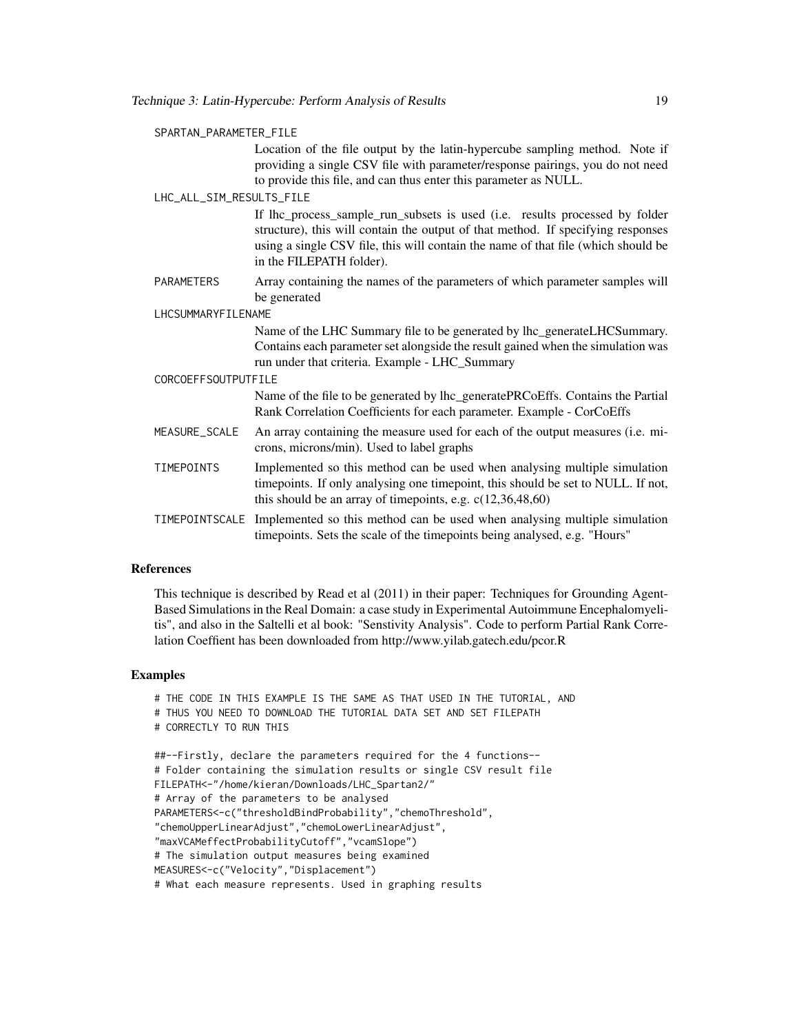SPARTAN_PARAMETER_FILE
: Location of the file output by the latin-hypercube sampling method. Note if providing a single CSV file with parameter/response pairings, you do not need to provide this file, and can thus enter this parameter as NULL.

LHC_ALL_SIM_RESULTS_FILE
: If lhc_process_sample_run_subsets is used (i.e. results processed by folder structure), this will contain the output of that method. If specifying responses using a single CSV file, this will contain the name of that file (which should be in the FILEPATH folder).

PARAMETERS
: Array containing the names of the parameters of which parameter samples will be generated

LHCSUMMARYFILENAME
: Name of the LHC Summary file to be generated by lhc_generateLHCSummary. Contains each parameter set alongside the result gained when the simulation was run under that criteria. Example - LHC_Summary

CORCOEFFSOUTPUTFILE
: Name of the file to be generated by lhc_generatePRCoEffs. Contains the Partial Rank Correlation Coefficients for each parameter. Example - CorCoEffs

MEASURE_SCALE
: An array containing the measure used for each of the output measures (i.e. microns, microns/min). Used to label graphs

TIMEPOINTS
: Implemented so this method can be used when analysing multiple simulation timepoints. If only analysing one timepoint, this should be set to NULL. If not, this should be an array of timepoints, e.g. c(12,36,48,60)

TIMEPOINTSCALE
: Implemented so this method can be used when analysing multiple simulation timepoints. Sets the scale of the timepoints being analysed, e.g. "Hours"

## References

This technique is described by Read et al (2011) in their paper: Techniques for Grounding Agent-Based Simulations in the Real Domain: a case study in Experimental Autoimmune Encephalomyelitis", and also in the Saltelli et al book: "Senstivity Analysis". Code to perform Partial Rank Correlation Coeffient has been downloaded from http://www.yilab.gatech.edu/pcor.R

## Examples

```
# THE CODE IN THIS EXAMPLE IS THE SAME AS THAT USED IN THE TUTORIAL, AND
# THUS YOU NEED TO DOWNLOAD THE TUTORIAL DATA SET AND SET FILEPATH
# CORRECTLY TO RUN THIS

##--Firstly, declare the parameters required for the 4 functions--
# Folder containing the simulation results or single CSV result file
FILEPATH<-"/home/kieran/Downloads/LHC_Spartan2/"
# Array of the parameters to be analysed
PARAMETERS<-c("thresholdBindProbability","chemoThreshold",
"chemoUpperLinearAdjust","chemoLowerLinearAdjust",
"maxVCAMeffectProbabilityCutoff","vcamSlope")
# The simulation output measures being examined
MEASURES<-c("Velocity","Displacement")
# What each measure represents. Used in graphing results
```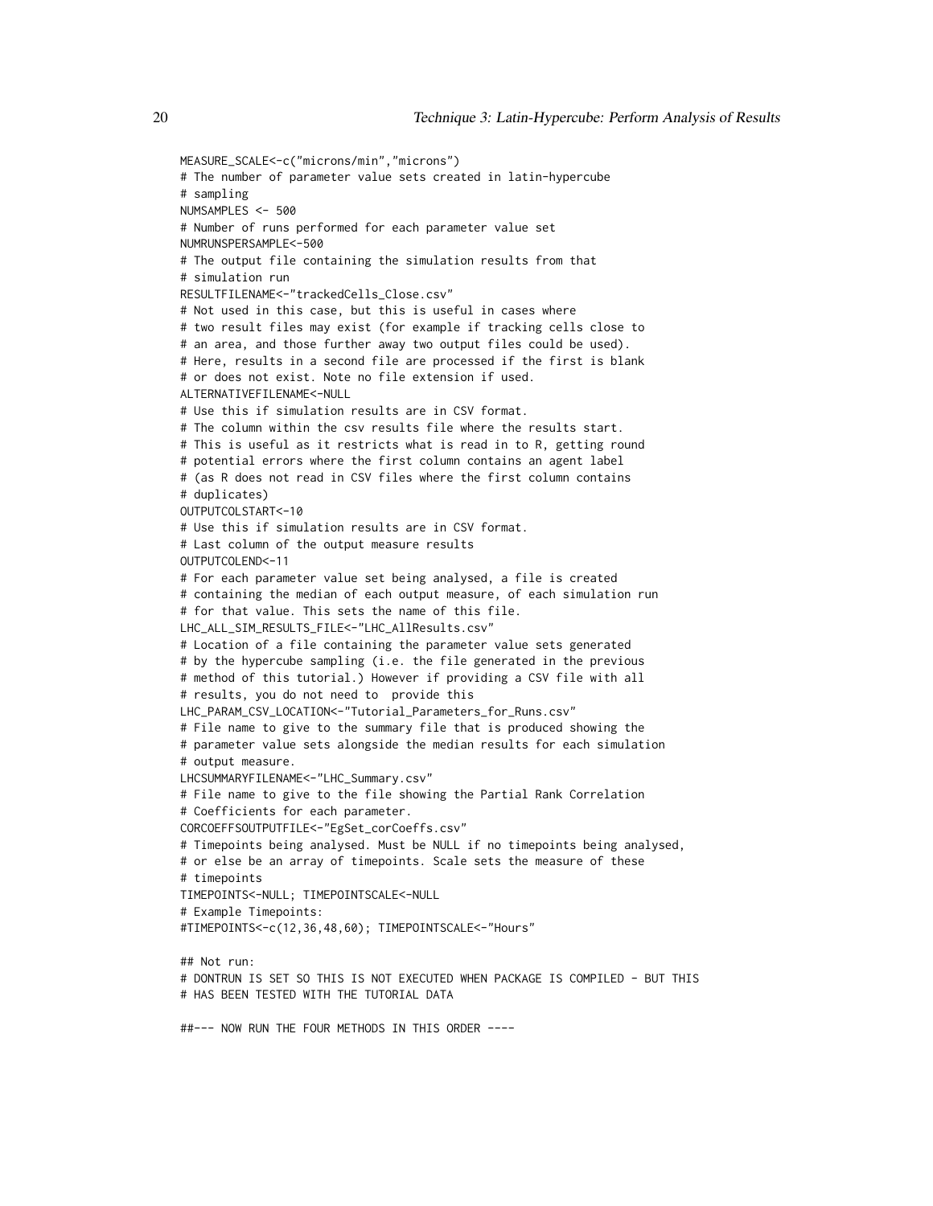```
MEASURE_SCALE<-c("microns/min","microns")
# The number of parameter value sets created in latin-hypercube
# sampling
NUMSAMPLES <- 500
# Number of runs performed for each parameter value set
NUMRUNSPERSAMPLE<-500
# The output file containing the simulation results from that
# simulation run
RESULTFILENAME<-"trackedCells_Close.csv"
# Not used in this case, but this is useful in cases where
# two result files may exist (for example if tracking cells close to
# an area, and those further away two output files could be used).
# Here, results in a second file are processed if the first is blank
# or does not exist. Note no file extension if used.
ALTERNATIVEFILENAME<-NULL
# Use this if simulation results are in CSV format.
# The column within the csv results file where the results start.
# This is useful as it restricts what is read in to R, getting round
# potential errors where the first column contains an agent label
# (as R does not read in CSV files where the first column contains
# duplicates)
OUTPUTCOLSTART<-10
# Use this if simulation results are in CSV format.
# Last column of the output measure results
OUTPUTCOLEND<-11
# For each parameter value set being analysed, a file is created
# containing the median of each output measure, of each simulation run
# for that value. This sets the name of this file.
LHC_ALL_SIM_RESULTS_FILE<-"LHC_AllResults.csv"
# Location of a file containing the parameter value sets generated
# by the hypercube sampling (i.e. the file generated in the previous
# method of this tutorial.) However if providing a CSV file with all
# results, you do not need to  provide this
LHC_PARAM_CSV_LOCATION<-"Tutorial_Parameters_for_Runs.csv"
# File name to give to the summary file that is produced showing the
# parameter value sets alongside the median results for each simulation
# output measure.
LHCSUMMARYFILENAME<-"LHC_Summary.csv"
# File name to give to the file showing the Partial Rank Correlation
# Coefficients for each parameter.
CORCOEFFSOUTPUTFILE<-"EgSet_corCoeffs.csv"
# Timepoints being analysed. Must be NULL if no timepoints being analysed,
# or else be an array of timepoints. Scale sets the measure of these
# timepoints
TIMEPOINTS<-NULL; TIMEPOINTSCALE<-NULL
# Example Timepoints:
#TIMEPOINTS<-c(12,36,48,60); TIMEPOINTSCALE<-"Hours"

## Not run:
# DONTRUN IS SET SO THIS IS NOT EXECUTED WHEN PACKAGE IS COMPILED - BUT THIS
# HAS BEEN TESTED WITH THE TUTORIAL DATA

##--- NOW RUN THE FOUR METHODS IN THIS ORDER ----
```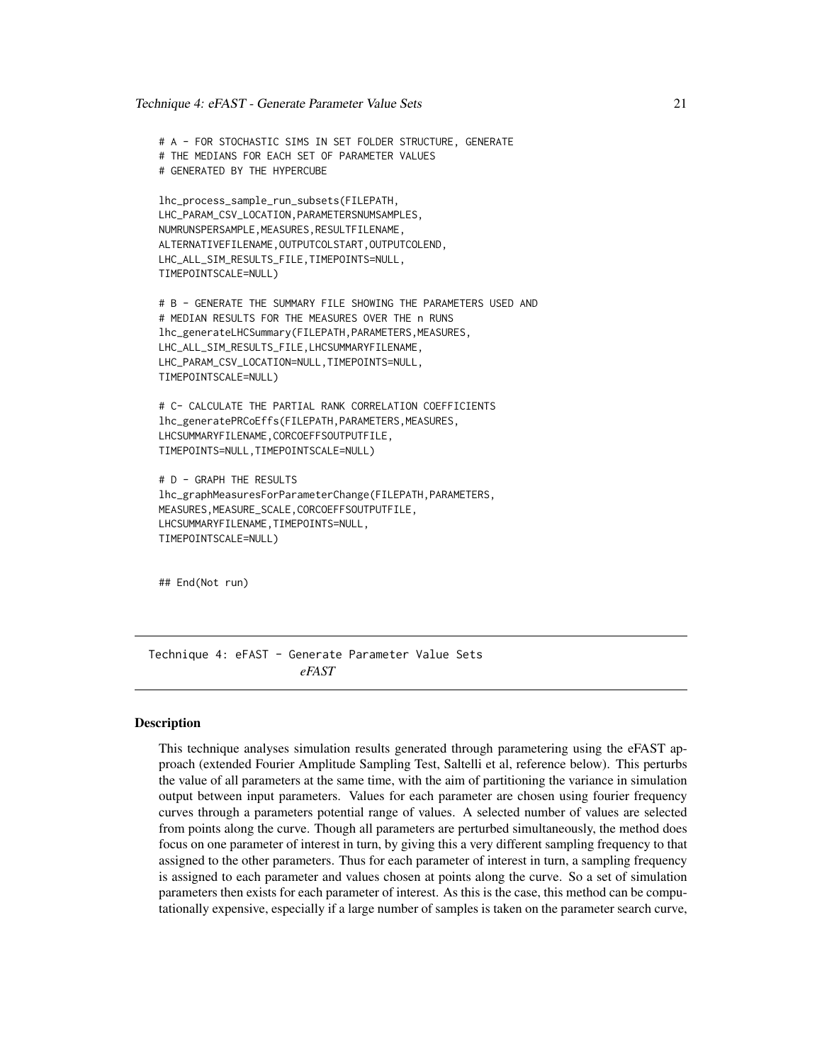```
# A - FOR STOCHASTIC SIMS IN SET FOLDER STRUCTURE, GENERATE
# THE MEDIANS FOR EACH SET OF PARAMETER VALUES
# GENERATED BY THE HYPERCUBE

lhc_process_sample_run_subsets(FILEPATH,
LHC_PARAM_CSV_LOCATION,PARAMETERSNUMSAMPLES,
NUMRUNSPERSAMPLE,MEASURES,RESULTFILENAME,
ALTERNATIVEFILENAME,OUTPUTCOLSTART,OUTPUTCOLEND,
LHC_ALL_SIM_RESULTS_FILE,TIMEPOINTS=NULL,
TIMEPOINTSCALE=NULL)

# B - GENERATE THE SUMMARY FILE SHOWING THE PARAMETERS USED AND
# MEDIAN RESULTS FOR THE MEASURES OVER THE n RUNS
lhc_generateLHCSummary(FILEPATH,PARAMETERS,MEASURES,
LHC_ALL_SIM_RESULTS_FILE,LHCSUMMARYFILENAME,
LHC_PARAM_CSV_LOCATION=NULL,TIMEPOINTS=NULL,
TIMEPOINTSCALE=NULL)

# C- CALCULATE THE PARTIAL RANK CORRELATION COEFFICIENTS
lhc_generatePRCoEffs(FILEPATH,PARAMETERS,MEASURES,
LHCSUMMARYFILENAME,CORCOEFFSOUTPUTFILE,
TIMEPOINTS=NULL,TIMEPOINTSCALE=NULL)

# D - GRAPH THE RESULTS
lhc_graphMeasuresForParameterChange(FILEPATH,PARAMETERS,
MEASURES,MEASURE_SCALE,CORCOEFFSOUTPUTFILE,
LHCSUMMARYFILENAME,TIMEPOINTS=NULL,
TIMEPOINTSCALE=NULL)

## End(Not run)
```

---

## Technique 4: eFAST - Generate Parameter Value Sets

*eFAST*

---

### Description

This technique analyses simulation results generated through parametering using the eFAST approach (extended Fourier Amplitude Sampling Test, Saltelli et al, reference below). This perturbs the value of all parameters at the same time, with the aim of partitioning the variance in simulation output between input parameters. Values for each parameter are chosen using fourier frequency curves through a parameters potential range of values. A selected number of values are selected from points along the curve. Though all parameters are perturbed simultaneously, the method does focus on one parameter of interest in turn, by giving this a very different sampling frequency to that assigned to the other parameters. Thus for each parameter of interest in turn, a sampling frequency is assigned to each parameter and values chosen at points along the curve. So a set of simulation parameters then exists for each parameter of interest. As this is the case, this method can be computationally expensive, especially if a large number of samples is taken on the parameter search curve,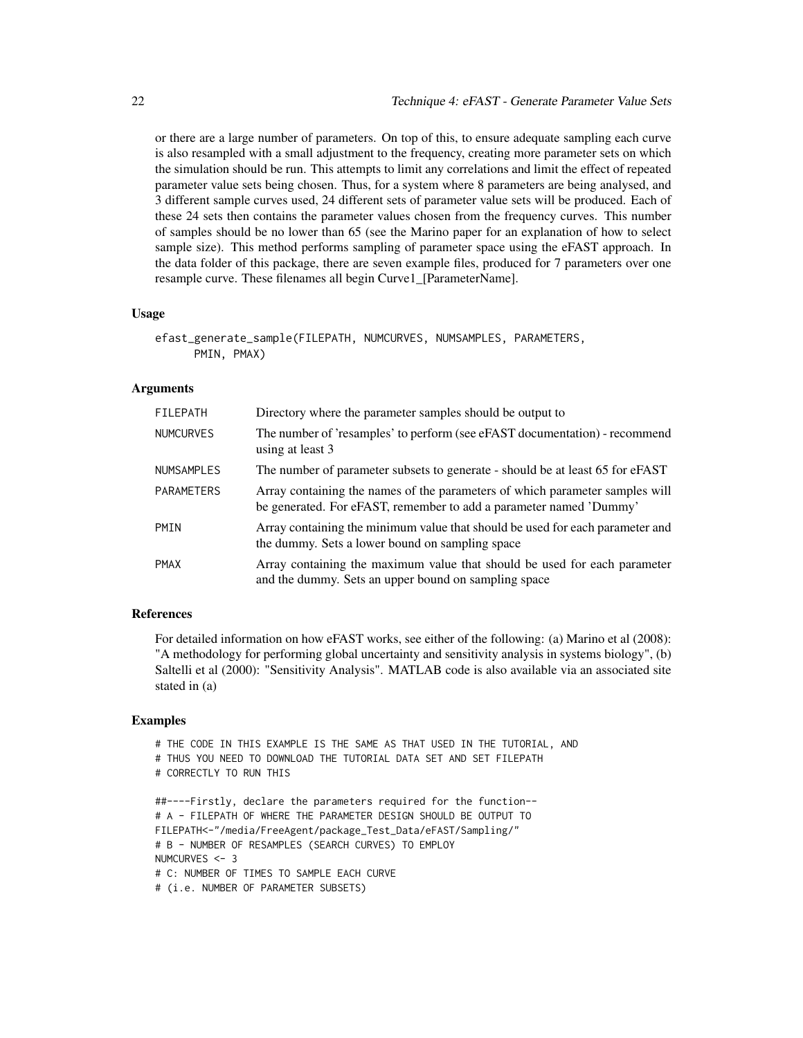or there are a large number of parameters. On top of this, to ensure adequate sampling each curve is also resampled with a small adjustment to the frequency, creating more parameter sets on which the simulation should be run. This attempts to limit any correlations and limit the effect of repeated parameter value sets being chosen. Thus, for a system where 8 parameters are being analysed, and 3 different sample curves used, 24 different sets of parameter value sets will be produced. Each of these 24 sets then contains the parameter values chosen from the frequency curves. This number of samples should be no lower than 65 (see the Marino paper for an explanation of how to select sample size). This method performs sampling of parameter space using the eFAST approach. In the data folder of this package, there are seven example files, produced for 7 parameters over one resample curve. These filenames all begin Curve1_[ParameterName].

### Usage

```
efast_generate_sample(FILEPATH, NUMCURVES, NUMSAMPLES, PARAMETERS,
      PMIN, PMAX)
```

### Arguments

| | |
|---|---|
| FILEPATH | Directory where the parameter samples should be output to |
| NUMCURVES | The number of 'resamples' to perform (see eFAST documentation) - recommend using at least 3 |
| NUMSAMPLES | The number of parameter subsets to generate - should be at least 65 for eFAST |
| PARAMETERS | Array containing the names of the parameters of which parameter samples will be generated. For eFAST, remember to add a parameter named 'Dummy' |
| PMIN | Array containing the minimum value that should be used for each parameter and the dummy. Sets a lower bound on sampling space |
| PMAX | Array containing the maximum value that should be used for each parameter and the dummy. Sets an upper bound on sampling space |

### References

For detailed information on how eFAST works, see either of the following: (a) Marino et al (2008): "A methodology for performing global uncertainty and sensitivity analysis in systems biology", (b) Saltelli et al (2000): "Sensitivity Analysis". MATLAB code is also available via an associated site stated in (a)

### Examples

```
# THE CODE IN THIS EXAMPLE IS THE SAME AS THAT USED IN THE TUTORIAL, AND
# THUS YOU NEED TO DOWNLOAD THE TUTORIAL DATA SET AND SET FILEPATH
# CORRECTLY TO RUN THIS

##----Firstly, declare the parameters required for the function--
# A - FILEPATH OF WHERE THE PARAMETER DESIGN SHOULD BE OUTPUT TO
FILEPATH<-"/media/FreeAgent/package_Test_Data/eFAST/Sampling/"
# B - NUMBER OF RESAMPLES (SEARCH CURVES) TO EMPLOY
NUMCURVES <- 3
# C: NUMBER OF TIMES TO SAMPLE EACH CURVE
# (i.e. NUMBER OF PARAMETER SUBSETS)
```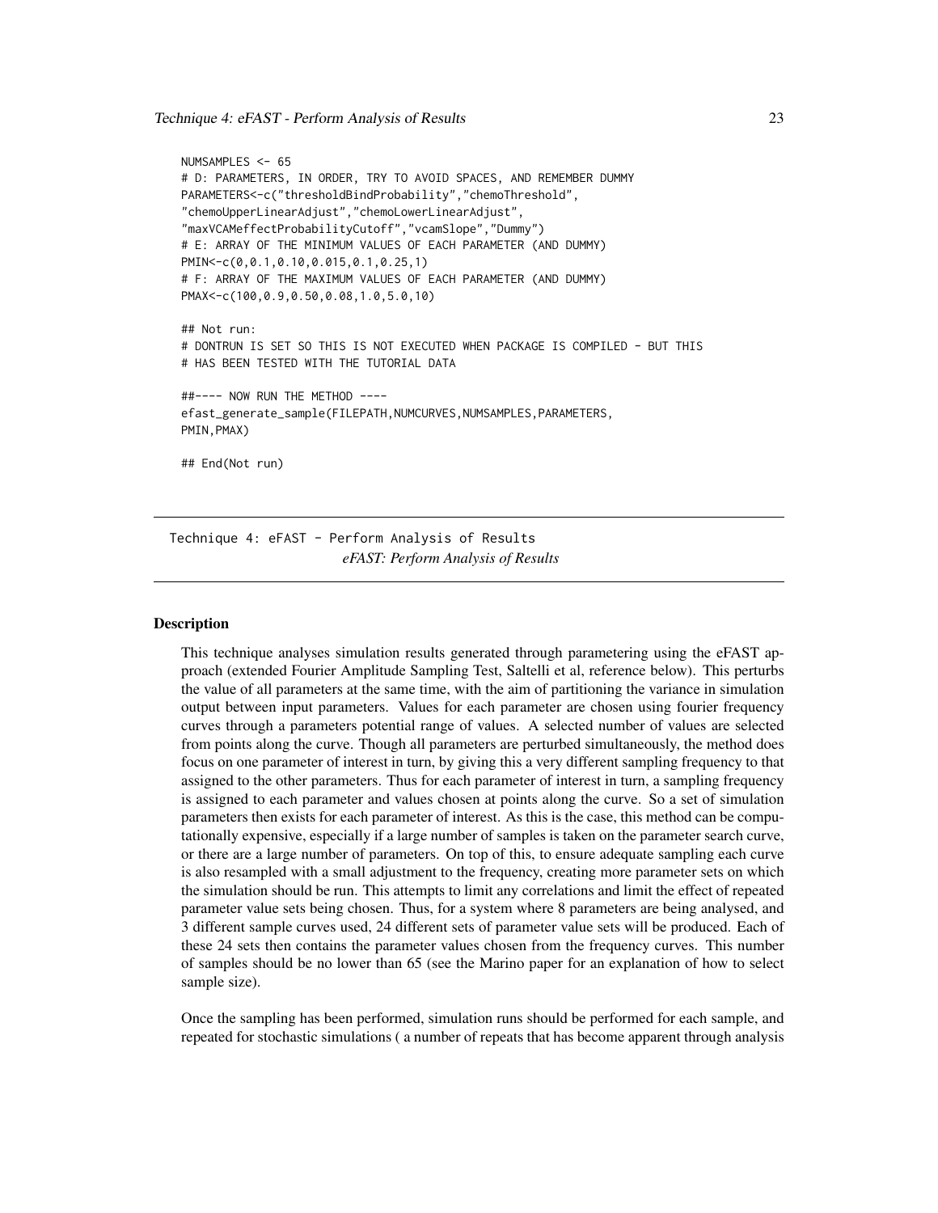```
NUMSAMPLES <- 65
# D: PARAMETERS, IN ORDER, TRY TO AVOID SPACES, AND REMEMBER DUMMY
PARAMETERS<-c("thresholdBindProbability","chemoThreshold",
"chemoUpperLinearAdjust","chemoLowerLinearAdjust",
"maxVCAMeffectProbabilityCutoff","vcamSlope","Dummy")
# E: ARRAY OF THE MINIMUM VALUES OF EACH PARAMETER (AND DUMMY)
PMIN<-c(0,0.1,0.10,0.015,0.1,0.25,1)
# F: ARRAY OF THE MAXIMUM VALUES OF EACH PARAMETER (AND DUMMY)
PMAX<-c(100,0.9,0.50,0.08,1.0,5.0,10)

## Not run:
# DONTRUN IS SET SO THIS IS NOT EXECUTED WHEN PACKAGE IS COMPILED - BUT THIS
# HAS BEEN TESTED WITH THE TUTORIAL DATA

##---- NOW RUN THE METHOD ----
efast_generate_sample(FILEPATH,NUMCURVES,NUMSAMPLES,PARAMETERS,
PMIN,PMAX)

## End(Not run)
```

---

## Technique 4: eFAST - Perform Analysis of Results

*eFAST: Perform Analysis of Results*

---

### Description

This technique analyses simulation results generated through parametering using the eFAST approach (extended Fourier Amplitude Sampling Test, Saltelli et al, reference below). This perturbs the value of all parameters at the same time, with the aim of partitioning the variance in simulation output between input parameters. Values for each parameter are chosen using fourier frequency curves through a parameters potential range of values. A selected number of values are selected from points along the curve. Though all parameters are perturbed simultaneously, the method does focus on one parameter of interest in turn, by giving this a very different sampling frequency to that assigned to the other parameters. Thus for each parameter of interest in turn, a sampling frequency is assigned to each parameter and values chosen at points along the curve. So a set of simulation parameters then exists for each parameter of interest. As this is the case, this method can be computationally expensive, especially if a large number of samples is taken on the parameter search curve, or there are a large number of parameters. On top of this, to ensure adequate sampling each curve is also resampled with a small adjustment to the frequency, creating more parameter sets on which the simulation should be run. This attempts to limit any correlations and limit the effect of repeated parameter value sets being chosen. Thus, for a system where 8 parameters are being analysed, and 3 different sample curves used, 24 different sets of parameter value sets will be produced. Each of these 24 sets then contains the parameter values chosen from the frequency curves. This number of samples should be no lower than 65 (see the Marino paper for an explanation of how to select sample size).

Once the sampling has been performed, simulation runs should be performed for each sample, and repeated for stochastic simulations ( a number of repeats that has become apparent through analysis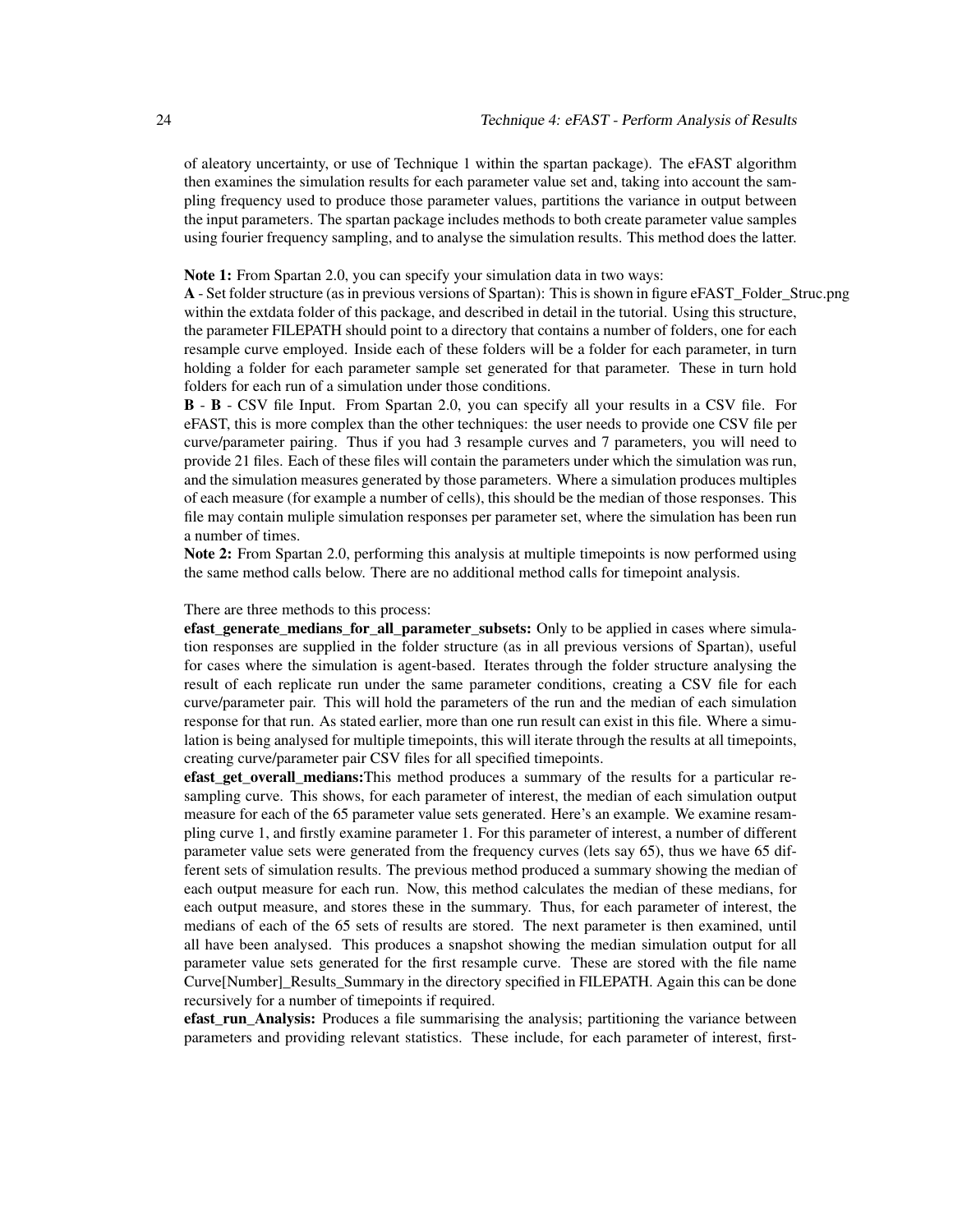of aleatory uncertainty, or use of Technique 1 within the spartan package). The eFAST algorithm then examines the simulation results for each parameter value set and, taking into account the sampling frequency used to produce those parameter values, partitions the variance in output between the input parameters. The spartan package includes methods to both create parameter value samples using fourier frequency sampling, and to analyse the simulation results. This method does the latter.

**Note 1:** From Spartan 2.0, you can specify your simulation data in two ways:

**A** - Set folder structure (as in previous versions of Spartan): This is shown in figure eFAST_Folder_Struc.png within the extdata folder of this package, and described in detail in the tutorial. Using this structure, the parameter FILEPATH should point to a directory that contains a number of folders, one for each resample curve employed. Inside each of these folders will be a folder for each parameter, in turn holding a folder for each parameter sample set generated for that parameter. These in turn hold folders for each run of a simulation under those conditions.

**B** - **B** - CSV file Input. From Spartan 2.0, you can specify all your results in a CSV file. For eFAST, this is more complex than the other techniques: the user needs to provide one CSV file per curve/parameter pairing. Thus if you had 3 resample curves and 7 parameters, you will need to provide 21 files. Each of these files will contain the parameters under which the simulation was run, and the simulation measures generated by those parameters. Where a simulation produces multiples of each measure (for example a number of cells), this should be the median of those responses. This file may contain muliple simulation responses per parameter set, where the simulation has been run a number of times.

**Note 2:** From Spartan 2.0, performing this analysis at multiple timepoints is now performed using the same method calls below. There are no additional method calls for timepoint analysis.

There are three methods to this process:

**efast_generate_medians_for_all_parameter_subsets:** Only to be applied in cases where simulation responses are supplied in the folder structure (as in all previous versions of Spartan), useful for cases where the simulation is agent-based. Iterates through the folder structure analysing the result of each replicate run under the same parameter conditions, creating a CSV file for each curve/parameter pair. This will hold the parameters of the run and the median of each simulation response for that run. As stated earlier, more than one run result can exist in this file. Where a simulation is being analysed for multiple timepoints, this will iterate through the results at all timepoints, creating curve/parameter pair CSV files for all specified timepoints.

**efast_get_overall_medians:**This method produces a summary of the results for a particular resampling curve. This shows, for each parameter of interest, the median of each simulation output measure for each of the 65 parameter value sets generated. Here's an example. We examine resampling curve 1, and firstly examine parameter 1. For this parameter of interest, a number of different parameter value sets were generated from the frequency curves (lets say 65), thus we have 65 different sets of simulation results. The previous method produced a summary showing the median of each output measure for each run. Now, this method calculates the median of these medians, for each output measure, and stores these in the summary. Thus, for each parameter of interest, the medians of each of the 65 sets of results are stored. The next parameter is then examined, until all have been analysed. This produces a snapshot showing the median simulation output for all parameter value sets generated for the first resample curve. These are stored with the file name Curve[Number]_Results_Summary in the directory specified in FILEPATH. Again this can be done recursively for a number of timepoints if required.

**efast_run_Analysis:** Produces a file summarising the analysis; partitioning the variance between parameters and providing relevant statistics. These include, for each parameter of interest, first-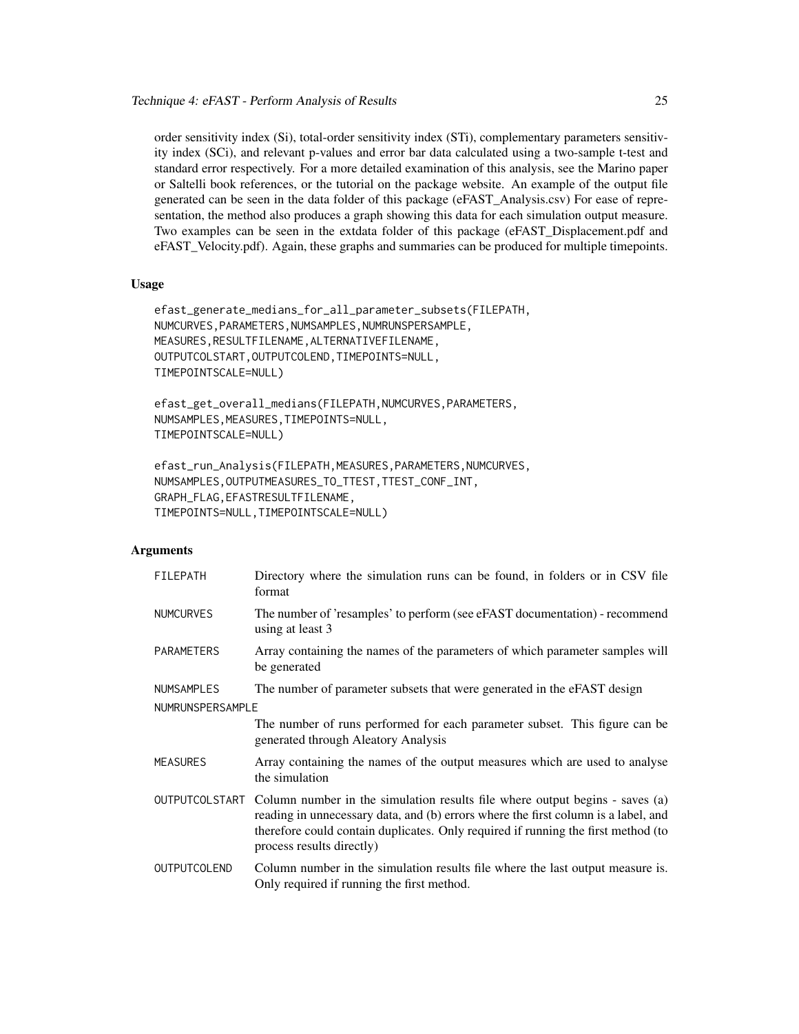order sensitivity index (Si), total-order sensitivity index (STi), complementary parameters sensitivity index (SCi), and relevant p-values and error bar data calculated using a two-sample t-test and standard error respectively. For a more detailed examination of this analysis, see the Marino paper or Saltelli book references, or the tutorial on the package website. An example of the output file generated can be seen in the data folder of this package (eFAST_Analysis.csv) For ease of representation, the method also produces a graph showing this data for each simulation output measure. Two examples can be seen in the extdata folder of this package (eFAST_Displacement.pdf and eFAST_Velocity.pdf). Again, these graphs and summaries can be produced for multiple timepoints.

### Usage

```
efast_generate_medians_for_all_parameter_subsets(FILEPATH,
NUMCURVES,PARAMETERS,NUMSAMPLES,NUMRUNSPERSAMPLE,
MEASURES,RESULTFILENAME,ALTERNATIVEFILENAME,
OUTPUTCOLSTART,OUTPUTCOLEND,TIMEPOINTS=NULL,
TIMEPOINTSCALE=NULL)

efast_get_overall_medians(FILEPATH,NUMCURVES,PARAMETERS,
NUMSAMPLES,MEASURES,TIMEPOINTS=NULL,
TIMEPOINTSCALE=NULL)

efast_run_Analysis(FILEPATH,MEASURES,PARAMETERS,NUMCURVES,
NUMSAMPLES,OUTPUTMEASURES_TO_TTEST,TTEST_CONF_INT,
GRAPH_FLAG,EFASTRESULTFILENAME,
TIMEPOINTS=NULL,TIMEPOINTSCALE=NULL)
```

### Arguments

| | |
|---|---|
| `FILEPATH` | Directory where the simulation runs can be found, in folders or in CSV file format |
| `NUMCURVES` | The number of 'resamples' to perform (see eFAST documentation) - recommend using at least 3 |
| `PARAMETERS` | Array containing the names of the parameters of which parameter samples will be generated |
| `NUMSAMPLES` | The number of parameter subsets that were generated in the eFAST design |
| `NUMRUNSPERSAMPLE` | The number of runs performed for each parameter subset. This figure can be generated through Aleatory Analysis |
| `MEASURES` | Array containing the names of the output measures which are used to analyse the simulation |
| `OUTPUTCOLSTART` | Column number in the simulation results file where output begins - saves (a) reading in unnecessary data, and (b) errors where the first column is a label, and therefore could contain duplicates. Only required if running the first method (to process results directly) |
| `OUTPUTCOLEND` | Column number in the simulation results file where the last output measure is. Only required if running the first method. |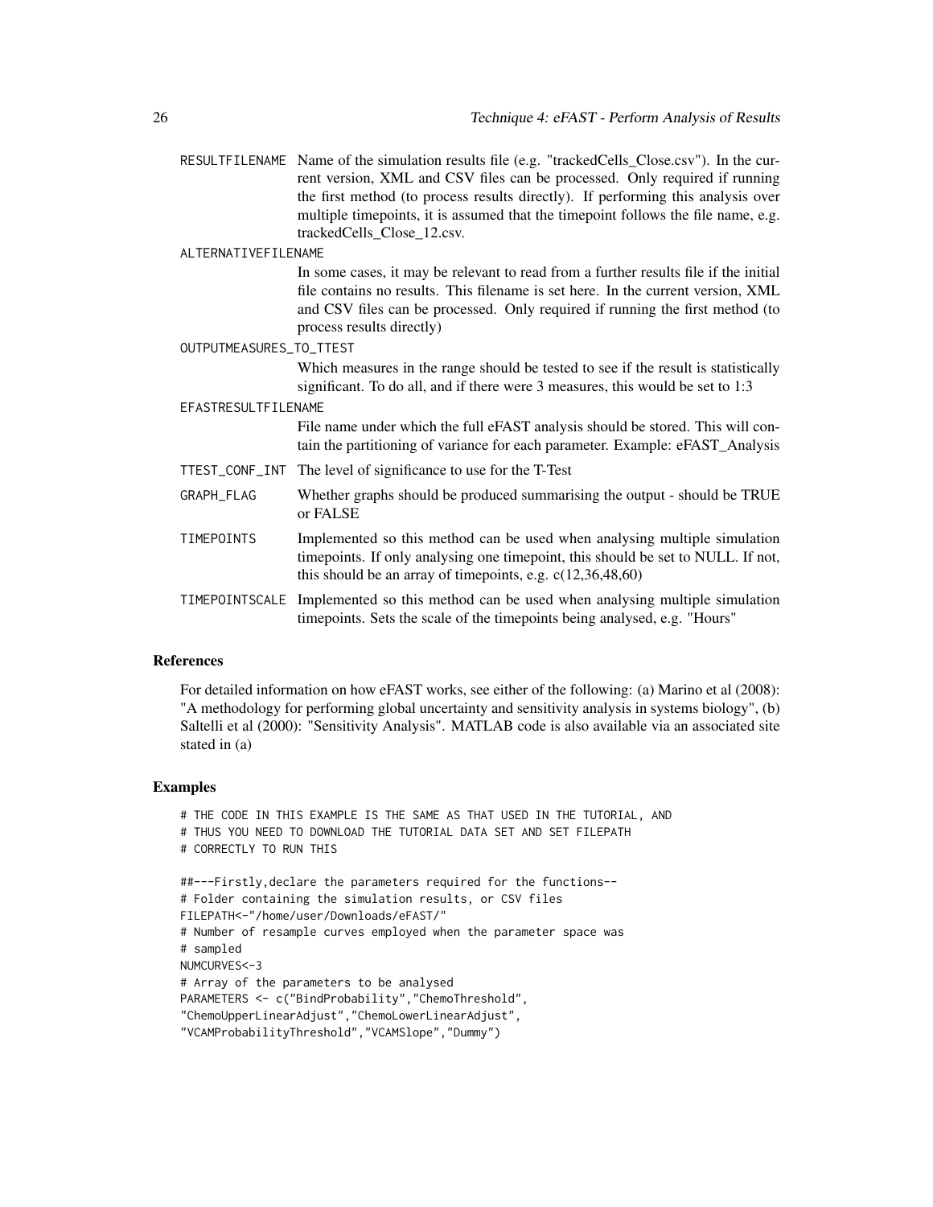RESULTFILENAME Name of the simulation results file (e.g. "trackedCells_Close.csv"). In the current version, XML and CSV files can be processed. Only required if running the first method (to process results directly). If performing this analysis over multiple timepoints, it is assumed that the timepoint follows the file name, e.g. trackedCells_Close_12.csv.

ALTERNATIVEFILENAME
: In some cases, it may be relevant to read from a further results file if the initial file contains no results. This filename is set here. In the current version, XML and CSV files can be processed. Only required if running the first method (to process results directly)

OUTPUTMEASURES_TO_TTEST
: Which measures in the range should be tested to see if the result is statistically significant. To do all, and if there were 3 measures, this would be set to 1:3

EFASTRESULTFILENAME
: File name under which the full eFAST analysis should be stored. This will contain the partitioning of variance for each parameter. Example: eFAST_Analysis

TTEST_CONF_INT The level of significance to use for the T-Test

GRAPH_FLAG Whether graphs should be produced summarising the output - should be TRUE or FALSE

TIMEPOINTS Implemented so this method can be used when analysing multiple simulation timepoints. If only analysing one timepoint, this should be set to NULL. If not, this should be an array of timepoints, e.g. c(12,36,48,60)

TIMEPOINTSCALE Implemented so this method can be used when analysing multiple simulation timepoints. Sets the scale of the timepoints being analysed, e.g. "Hours"

### References

For detailed information on how eFAST works, see either of the following: (a) Marino et al (2008): "A methodology for performing global uncertainty and sensitivity analysis in systems biology", (b) Saltelli et al (2000): "Sensitivity Analysis". MATLAB code is also available via an associated site stated in (a)

### Examples

```
# THE CODE IN THIS EXAMPLE IS THE SAME AS THAT USED IN THE TUTORIAL, AND
# THUS YOU NEED TO DOWNLOAD THE TUTORIAL DATA SET AND SET FILEPATH
# CORRECTLY TO RUN THIS

##---Firstly,declare the parameters required for the functions--
# Folder containing the simulation results, or CSV files
FILEPATH<-"/home/user/Downloads/eFAST/"
# Number of resample curves employed when the parameter space was
# sampled
NUMCURVES<-3
# Array of the parameters to be analysed
PARAMETERS <- c("BindProbability","ChemoThreshold",
"ChemoUpperLinearAdjust","ChemoLowerLinearAdjust",
"VCAMProbabilityThreshold","VCAMSlope","Dummy")
```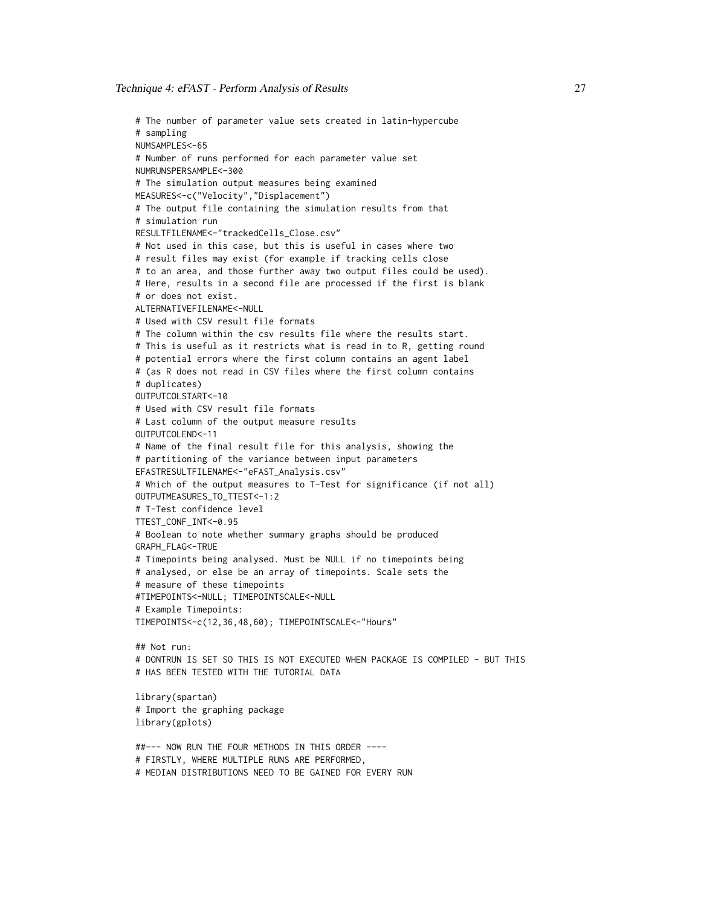```
# The number of parameter value sets created in latin-hypercube
# sampling
NUMSAMPLES<-65
# Number of runs performed for each parameter value set
NUMRUNSPERSAMPLE<-300
# The simulation output measures being examined
MEASURES<-c("Velocity","Displacement")
# The output file containing the simulation results from that
# simulation run
RESULTFILENAME<-"trackedCells_Close.csv"
# Not used in this case, but this is useful in cases where two
# result files may exist (for example if tracking cells close
# to an area, and those further away two output files could be used).
# Here, results in a second file are processed if the first is blank
# or does not exist.
ALTERNATIVEFILENAME<-NULL
# Used with CSV result file formats
# The column within the csv results file where the results start.
# This is useful as it restricts what is read in to R, getting round
# potential errors where the first column contains an agent label
# (as R does not read in CSV files where the first column contains
# duplicates)
OUTPUTCOLSTART<-10
# Used with CSV result file formats
# Last column of the output measure results
OUTPUTCOLEND<-11
# Name of the final result file for this analysis, showing the
# partitioning of the variance between input parameters
EFASTRESULTFILENAME<-"eFAST_Analysis.csv"
# Which of the output measures to T-Test for significance (if not all)
OUTPUTMEASURES_TO_TTEST<-1:2
# T-Test confidence level
TTEST_CONF_INT<-0.95
# Boolean to note whether summary graphs should be produced
GRAPH_FLAG<-TRUE
# Timepoints being analysed. Must be NULL if no timepoints being
# analysed, or else be an array of timepoints. Scale sets the
# measure of these timepoints
#TIMEPOINTS<-NULL; TIMEPOINTSCALE<-NULL
# Example Timepoints:
TIMEPOINTS<-c(12,36,48,60); TIMEPOINTSCALE<-"Hours"

## Not run:
# DONTRUN IS SET SO THIS IS NOT EXECUTED WHEN PACKAGE IS COMPILED - BUT THIS
# HAS BEEN TESTED WITH THE TUTORIAL DATA

library(spartan)
# Import the graphing package
library(gplots)

##--- NOW RUN THE FOUR METHODS IN THIS ORDER ----
# FIRSTLY, WHERE MULTIPLE RUNS ARE PERFORMED,
# MEDIAN DISTRIBUTIONS NEED TO BE GAINED FOR EVERY RUN
```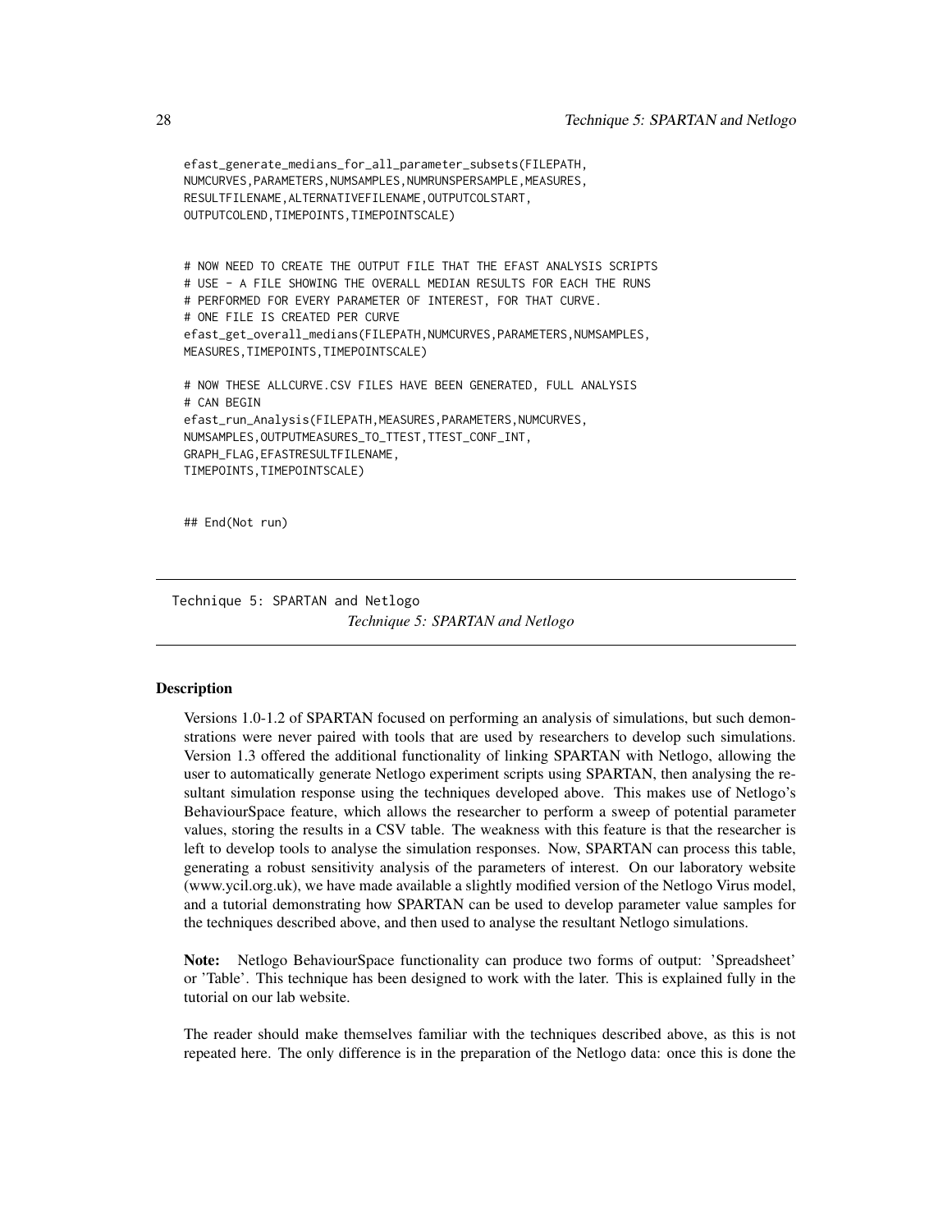```
efast_generate_medians_for_all_parameter_subsets(FILEPATH,
NUMCURVES,PARAMETERS,NUMSAMPLES,NUMRUNSPERSAMPLE,MEASURES,
RESULTFILENAME,ALTERNATIVEFILENAME,OUTPUTCOLSTART,
OUTPUTCOLEND,TIMEPOINTS,TIMEPOINTSCALE)


# NOW NEED TO CREATE THE OUTPUT FILE THAT THE EFAST ANALYSIS SCRIPTS
# USE - A FILE SHOWING THE OVERALL MEDIAN RESULTS FOR EACH THE RUNS
# PERFORMED FOR EVERY PARAMETER OF INTEREST, FOR THAT CURVE.
# ONE FILE IS CREATED PER CURVE
efast_get_overall_medians(FILEPATH,NUMCURVES,PARAMETERS,NUMSAMPLES,
MEASURES,TIMEPOINTS,TIMEPOINTSCALE)

# NOW THESE ALLCURVE.CSV FILES HAVE BEEN GENERATED, FULL ANALYSIS
# CAN BEGIN
efast_run_Analysis(FILEPATH,MEASURES,PARAMETERS,NUMCURVES,
NUMSAMPLES,OUTPUTMEASURES_TO_TTEST,TTEST_CONF_INT,
GRAPH_FLAG,EFASTRESULTFILENAME,
TIMEPOINTS,TIMEPOINTSCALE)


## End(Not run)
```

## Technique 5: SPARTAN and Netlogo

*Technique 5: SPARTAN and Netlogo*

### Description

Versions 1.0-1.2 of SPARTAN focused on performing an analysis of simulations, but such demonstrations were never paired with tools that are used by researchers to develop such simulations. Version 1.3 offered the additional functionality of linking SPARTAN with Netlogo, allowing the user to automatically generate Netlogo experiment scripts using SPARTAN, then analysing the resultant simulation response using the techniques developed above. This makes use of Netlogo's BehaviourSpace feature, which allows the researcher to perform a sweep of potential parameter values, storing the results in a CSV table. The weakness with this feature is that the researcher is left to develop tools to analyse the simulation responses. Now, SPARTAN can process this table, generating a robust sensitivity analysis of the parameters of interest. On our laboratory website (www.ycil.org.uk), we have made available a slightly modified version of the Netlogo Virus model, and a tutorial demonstrating how SPARTAN can be used to develop parameter value samples for the techniques described above, and then used to analyse the resultant Netlogo simulations.

**Note:** Netlogo BehaviourSpace functionality can produce two forms of output: 'Spreadsheet' or 'Table'. This technique has been designed to work with the later. This is explained fully in the tutorial on our lab website.

The reader should make themselves familiar with the techniques described above, as this is not repeated here. The only difference is in the preparation of the Netlogo data: once this is done the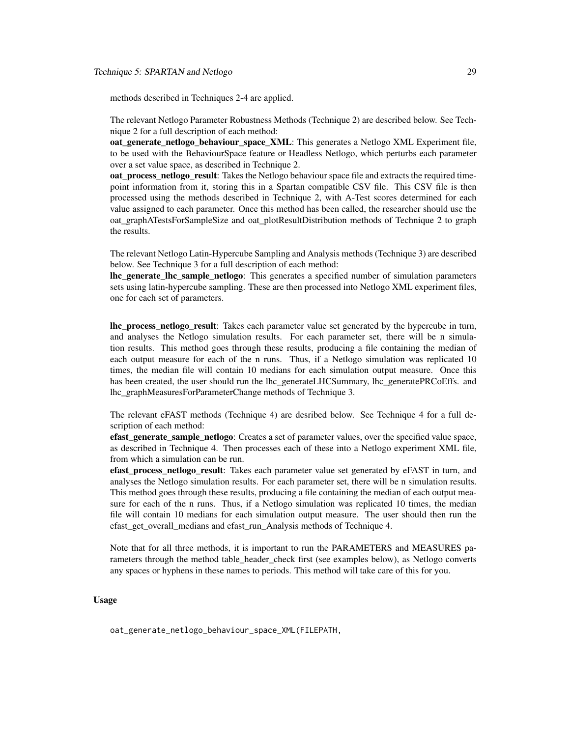methods described in Techniques 2-4 are applied.

The relevant Netlogo Parameter Robustness Methods (Technique 2) are described below. See Technique 2 for a full description of each method:
**oat_generate_netlogo_behaviour_space_XML**: This generates a Netlogo XML Experiment file, to be used with the BehaviourSpace feature or Headless Netlogo, which perturbs each parameter over a set value space, as described in Technique 2.
**oat_process_netlogo_result**: Takes the Netlogo behaviour space file and extracts the required timepoint information from it, storing this in a Spartan compatible CSV file. This CSV file is then processed using the methods described in Technique 2, with A-Test scores determined for each value assigned to each parameter. Once this method has been called, the researcher should use the oat_graphATestsForSampleSize and oat_plotResultDistribution methods of Technique 2 to graph the results.

The relevant Netlogo Latin-Hypercube Sampling and Analysis methods (Technique 3) are described below. See Technique 3 for a full description of each method:
**lhc_generate_lhc_sample_netlogo**: This generates a specified number of simulation parameters sets using latin-hypercube sampling. These are then processed into Netlogo XML experiment files, one for each set of parameters.

**lhc_process_netlogo_result**: Takes each parameter value set generated by the hypercube in turn, and analyses the Netlogo simulation results. For each parameter set, there will be n simulation results. This method goes through these results, producing a file containing the median of each output measure for each of the n runs. Thus, if a Netlogo simulation was replicated 10 times, the median file will contain 10 medians for each simulation output measure. Once this has been created, the user should run the lhc_generateLHCSummary, lhc_generatePRCoEffs. and lhc_graphMeasuresForParameterChange methods of Technique 3.

The relevant eFAST methods (Technique 4) are desribed below. See Technique 4 for a full description of each method:
**efast_generate_sample_netlogo**: Creates a set of parameter values, over the specified value space, as described in Technique 4. Then processes each of these into a Netlogo experiment XML file, from which a simulation can be run.
**efast_process_netlogo_result**: Takes each parameter value set generated by eFAST in turn, and analyses the Netlogo simulation results. For each parameter set, there will be n simulation results. This method goes through these results, producing a file containing the median of each output measure for each of the n runs. Thus, if a Netlogo simulation was replicated 10 times, the median file will contain 10 medians for each simulation output measure. The user should then run the efast_get_overall_medians and efast_run_Analysis methods of Technique 4.

Note that for all three methods, it is important to run the PARAMETERS and MEASURES parameters through the method table_header_check first (see examples below), as Netlogo converts any spaces or hyphens in these names to periods. This method will take care of this for you.

### Usage

```
oat_generate_netlogo_behaviour_space_XML(FILEPATH,
```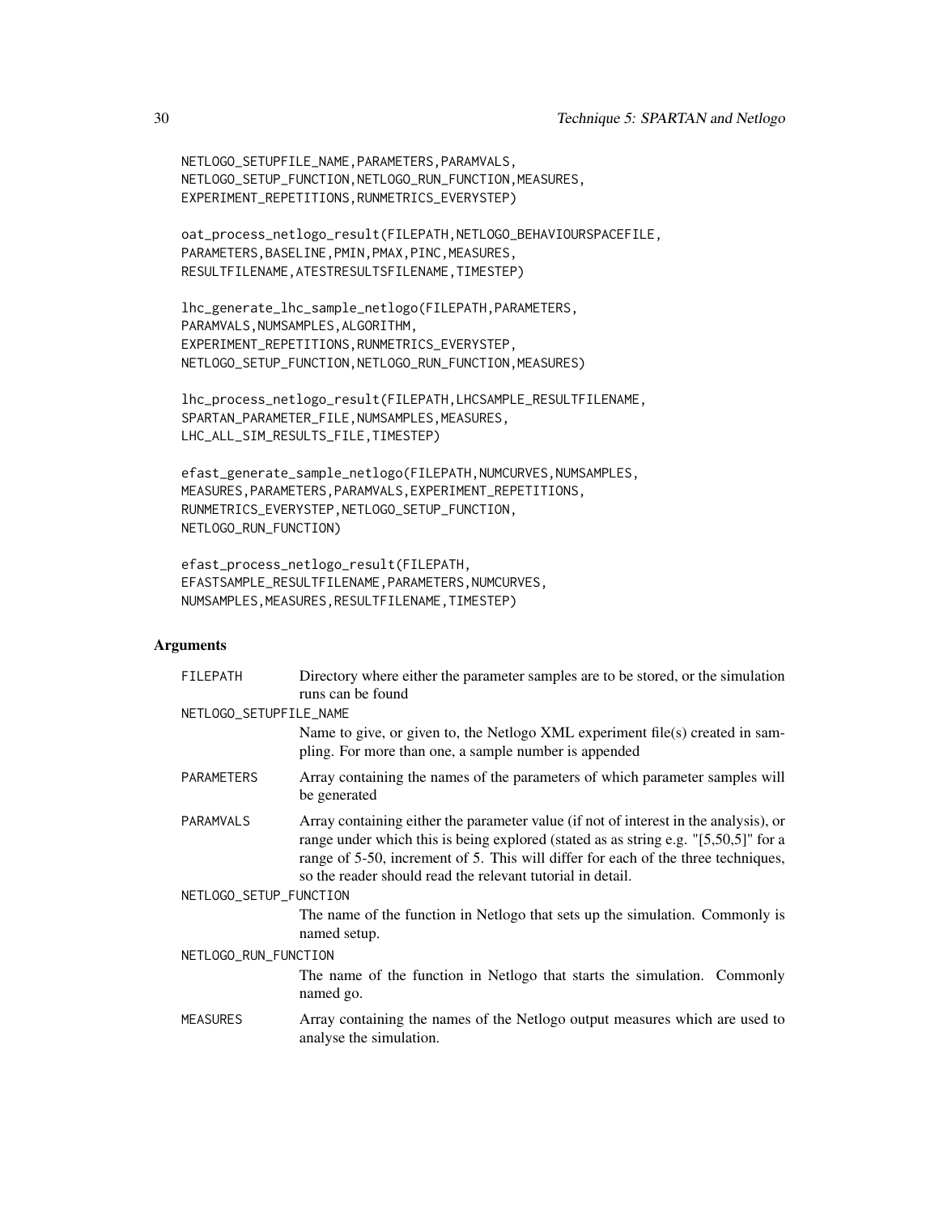```
NETLOGO_SETUPFILE_NAME,PARAMETERS,PARAMVALS,
NETLOGO_SETUP_FUNCTION,NETLOGO_RUN_FUNCTION,MEASURES,
EXPERIMENT_REPETITIONS,RUNMETRICS_EVERYSTEP)

oat_process_netlogo_result(FILEPATH,NETLOGO_BEHAVIOURSPACEFILE,
PARAMETERS,BASELINE,PMIN,PMAX,PINC,MEASURES,
RESULTFILENAME,ATESTRESULTSFILENAME,TIMESTEP)

lhc_generate_lhc_sample_netlogo(FILEPATH,PARAMETERS,
PARAMVALS,NUMSAMPLES,ALGORITHM,
EXPERIMENT_REPETITIONS,RUNMETRICS_EVERYSTEP,
NETLOGO_SETUP_FUNCTION,NETLOGO_RUN_FUNCTION,MEASURES)

lhc_process_netlogo_result(FILEPATH,LHCSAMPLE_RESULTFILENAME,
SPARTAN_PARAMETER_FILE,NUMSAMPLES,MEASURES,
LHC_ALL_SIM_RESULTS_FILE,TIMESTEP)

efast_generate_sample_netlogo(FILEPATH,NUMCURVES,NUMSAMPLES,
MEASURES,PARAMETERS,PARAMVALS,EXPERIMENT_REPETITIONS,
RUNMETRICS_EVERYSTEP,NETLOGO_SETUP_FUNCTION,
NETLOGO_RUN_FUNCTION)

efast_process_netlogo_result(FILEPATH,
EFASTSAMPLE_RESULTFILENAME,PARAMETERS,NUMCURVES,
NUMSAMPLES,MEASURES,RESULTFILENAME,TIMESTEP)
```

## Arguments

| | |
|---|---|
| FILEPATH | Directory where either the parameter samples are to be stored, or the simulation runs can be found |
| NETLOGO_SETUPFILE_NAME | Name to give, or given to, the Netlogo XML experiment file(s) created in sampling. For more than one, a sample number is appended |
| PARAMETERS | Array containing the names of the parameters of which parameter samples will be generated |
| PARAMVALS | Array containing either the parameter value (if not of interest in the analysis), or range under which this is being explored (stated as as string e.g. "[5,50,5]" for a range of 5-50, increment of 5. This will differ for each of the three techniques, so the reader should read the relevant tutorial in detail. |
| NETLOGO_SETUP_FUNCTION | The name of the function in Netlogo that sets up the simulation. Commonly is named setup. |
| NETLOGO_RUN_FUNCTION | The name of the function in Netlogo that starts the simulation. Commonly named go. |
| MEASURES | Array containing the names of the Netlogo output measures which are used to analyse the simulation. |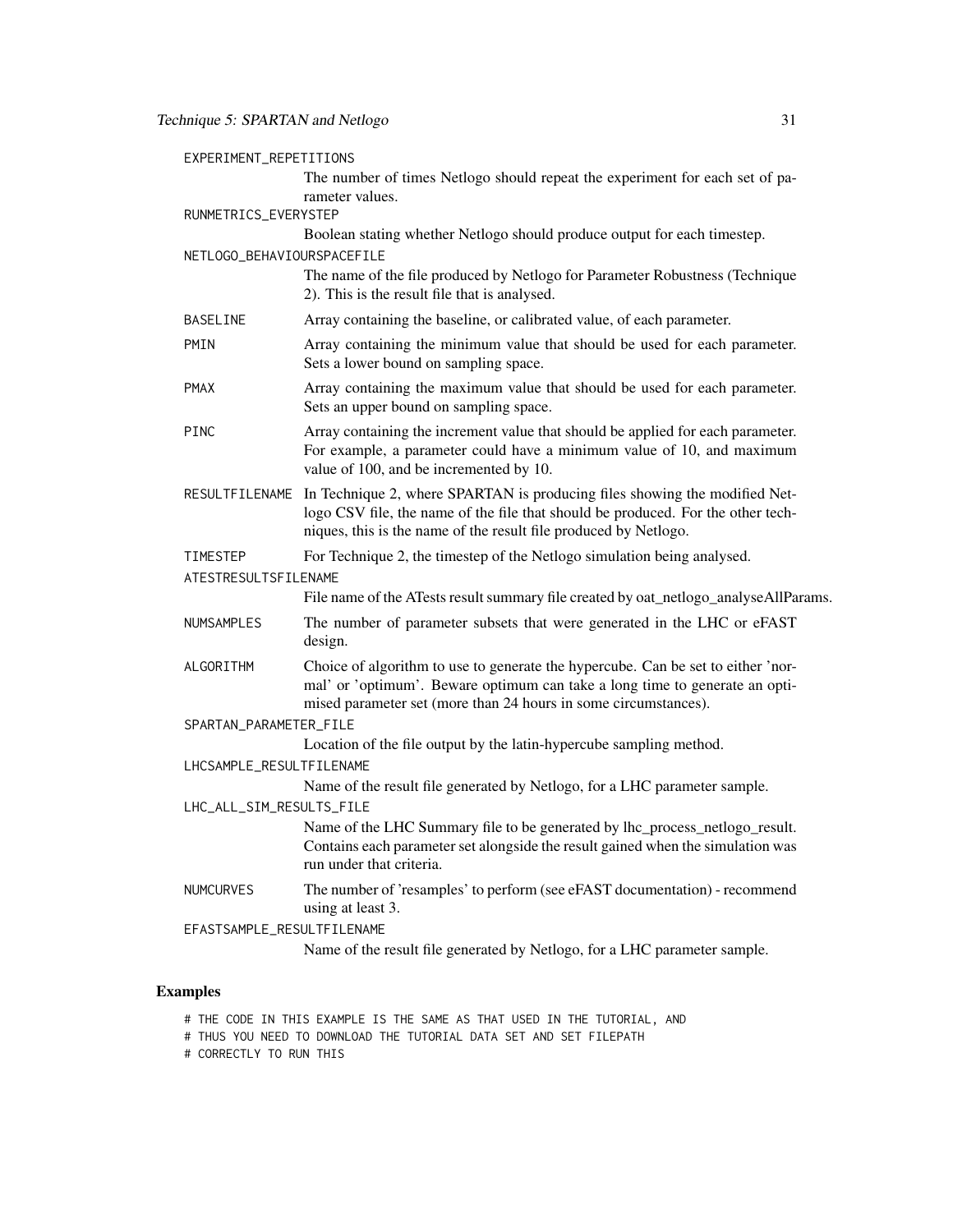EXPERIMENT_REPETITIONS
: The number of times Netlogo should repeat the experiment for each set of parameter values.

RUNMETRICS_EVERYSTEP
: Boolean stating whether Netlogo should produce output for each timestep.

NETLOGO_BEHAVIOURSPACEFILE
: The name of the file produced by Netlogo for Parameter Robustness (Technique 2). This is the result file that is analysed.

BASELINE
: Array containing the baseline, or calibrated value, of each parameter.

PMIN
: Array containing the minimum value that should be used for each parameter. Sets a lower bound on sampling space.

PMAX
: Array containing the maximum value that should be used for each parameter. Sets an upper bound on sampling space.

PINC
: Array containing the increment value that should be applied for each parameter. For example, a parameter could have a minimum value of 10, and maximum value of 100, and be incremented by 10.

RESULTFILENAME
: In Technique 2, where SPARTAN is producing files showing the modified Netlogo CSV file, the name of the file that should be produced. For the other techniques, this is the name of the result file produced by Netlogo.

TIMESTEP
: For Technique 2, the timestep of the Netlogo simulation being analysed.

ATESTRESULTSFILENAME
: File name of the ATests result summary file created by oat_netlogo_analyseAllParams.

NUMSAMPLES
: The number of parameter subsets that were generated in the LHC or eFAST design.

ALGORITHM
: Choice of algorithm to use to generate the hypercube. Can be set to either 'normal' or 'optimum'. Beware optimum can take a long time to generate an optimised parameter set (more than 24 hours in some circumstances).

SPARTAN_PARAMETER_FILE
: Location of the file output by the latin-hypercube sampling method.

LHCSAMPLE_RESULTFILENAME
: Name of the result file generated by Netlogo, for a LHC parameter sample.

LHC_ALL_SIM_RESULTS_FILE
: Name of the LHC Summary file to be generated by lhc_process_netlogo_result. Contains each parameter set alongside the result gained when the simulation was run under that criteria.

NUMCURVES
: The number of 'resamples' to perform (see eFAST documentation) - recommend using at least 3.

EFASTSAMPLE_RESULTFILENAME
: Name of the result file generated by Netlogo, for a LHC parameter sample.

## Examples

```
# THE CODE IN THIS EXAMPLE IS THE SAME AS THAT USED IN THE TUTORIAL, AND
# THUS YOU NEED TO DOWNLOAD THE TUTORIAL DATA SET AND SET FILEPATH
# CORRECTLY TO RUN THIS
```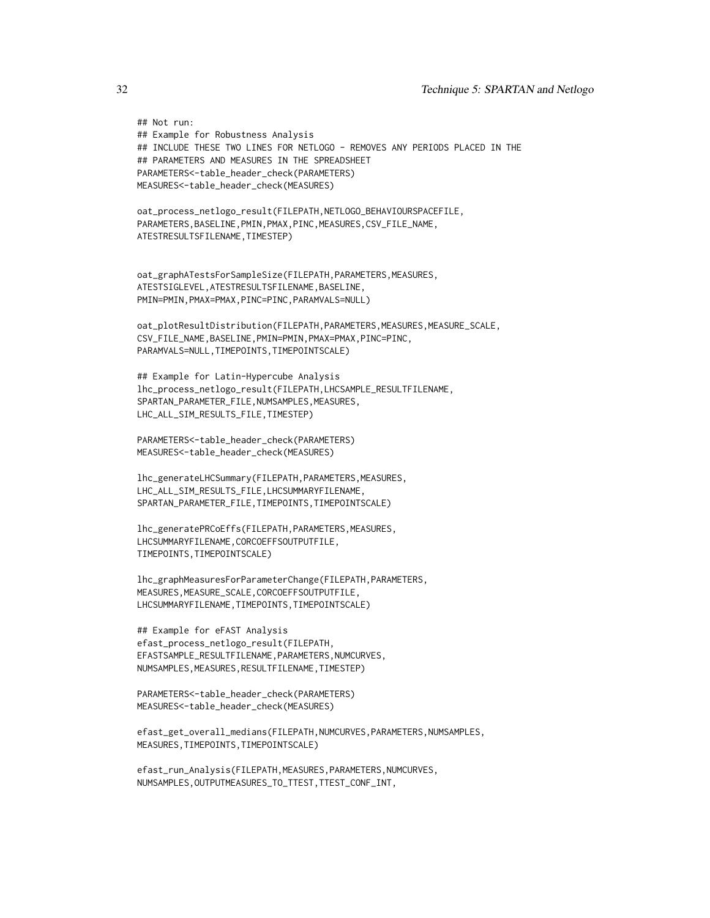```
## Not run:
## Example for Robustness Analysis
## INCLUDE THESE TWO LINES FOR NETLOGO - REMOVES ANY PERIODS PLACED IN THE
## PARAMETERS AND MEASURES IN THE SPREADSHEET
PARAMETERS<-table_header_check(PARAMETERS)
MEASURES<-table_header_check(MEASURES)

oat_process_netlogo_result(FILEPATH,NETLOGO_BEHAVIOURSPACEFILE,
PARAMETERS,BASELINE,PMIN,PMAX,PINC,MEASURES,CSV_FILE_NAME,
ATESTRESULTSFILENAME,TIMESTEP)


oat_graphATestsForSampleSize(FILEPATH,PARAMETERS,MEASURES,
ATESTSIGLEVEL,ATESTRESULTSFILENAME,BASELINE,
PMIN=PMIN,PMAX=PMAX,PINC=PINC,PARAMVALS=NULL)

oat_plotResultDistribution(FILEPATH,PARAMETERS,MEASURES,MEASURE_SCALE,
CSV_FILE_NAME,BASELINE,PMIN=PMIN,PMAX=PMAX,PINC=PINC,
PARAMVALS=NULL,TIMEPOINTS,TIMEPOINTSCALE)

## Example for Latin-Hypercube Analysis
lhc_process_netlogo_result(FILEPATH,LHCSAMPLE_RESULTFILENAME,
SPARTAN_PARAMETER_FILE,NUMSAMPLES,MEASURES,
LHC_ALL_SIM_RESULTS_FILE,TIMESTEP)

PARAMETERS<-table_header_check(PARAMETERS)
MEASURES<-table_header_check(MEASURES)

lhc_generateLHCSummary(FILEPATH,PARAMETERS,MEASURES,
LHC_ALL_SIM_RESULTS_FILE,LHCSUMMARYFILENAME,
SPARTAN_PARAMETER_FILE,TIMEPOINTS,TIMEPOINTSCALE)

lhc_generatePRCoEffs(FILEPATH,PARAMETERS,MEASURES,
LHCSUMMARYFILENAME,CORCOEFFSOUTPUTFILE,
TIMEPOINTS,TIMEPOINTSCALE)

lhc_graphMeasuresForParameterChange(FILEPATH,PARAMETERS,
MEASURES,MEASURE_SCALE,CORCOEFFSOUTPUTFILE,
LHCSUMMARYFILENAME,TIMEPOINTS,TIMEPOINTSCALE)

## Example for eFAST Analysis
efast_process_netlogo_result(FILEPATH,
EFASTSAMPLE_RESULTFILENAME,PARAMETERS,NUMCURVES,
NUMSAMPLES,MEASURES,RESULTFILENAME,TIMESTEP)

PARAMETERS<-table_header_check(PARAMETERS)
MEASURES<-table_header_check(MEASURES)

efast_get_overall_medians(FILEPATH,NUMCURVES,PARAMETERS,NUMSAMPLES,
MEASURES,TIMEPOINTS,TIMEPOINTSCALE)

efast_run_Analysis(FILEPATH,MEASURES,PARAMETERS,NUMCURVES,
NUMSAMPLES,OUTPUTMEASURES_TO_TTEST,TTEST_CONF_INT,
```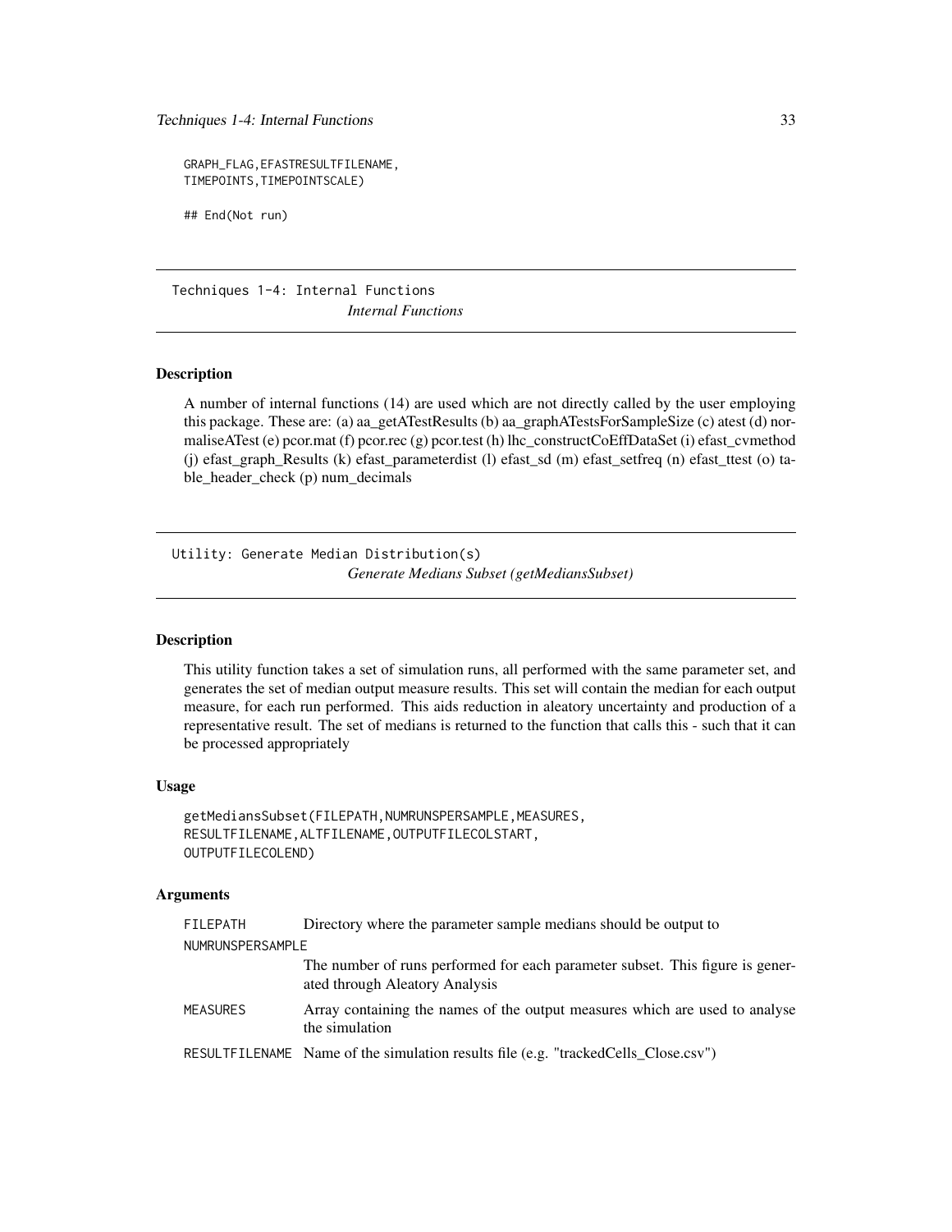```
GRAPH_FLAG,EFASTRESULTFILENAME,
TIMEPOINTS,TIMEPOINTSCALE)

## End(Not run)
```

## Techniques 1-4: Internal Functions

*Internal Functions*

### Description

A number of internal functions (14) are used which are not directly called by the user employing this package. These are: (a) aa_getATestResults (b) aa_graphATestsForSampleSize (c) atest (d) normaliseATest (e) pcor.mat (f) pcor.rec (g) pcor.test (h) lhc_constructCoEffDataSet (i) efast_cvmethod (j) efast_graph_Results (k) efast_parameterdist (l) efast_sd (m) efast_setfreq (n) efast_ttest (o) table_header_check (p) num_decimals

## Utility: Generate Median Distribution(s)

*Generate Medians Subset (getMediansSubset)*

### Description

This utility function takes a set of simulation runs, all performed with the same parameter set, and generates the set of median output measure results. This set will contain the median for each output measure, for each run performed. This aids reduction in aleatory uncertainty and production of a representative result. The set of medians is returned to the function that calls this - such that it can be processed appropriately

### Usage

```
getMediansSubset(FILEPATH,NUMRUNSPERSAMPLE,MEASURES,
RESULTFILENAME,ALTFILENAME,OUTPUTFILECOLSTART,
OUTPUTFILECOLEND)
```

### Arguments

| | |
|---|---|
| FILEPATH | Directory where the parameter sample medians should be output to |
| NUMRUNSPERSAMPLE | The number of runs performed for each parameter subset. This figure is generated through Aleatory Analysis |
| MEASURES | Array containing the names of the output measures which are used to analyse the simulation |
| RESULTFILENAME | Name of the simulation results file (e.g. "trackedCells_Close.csv") |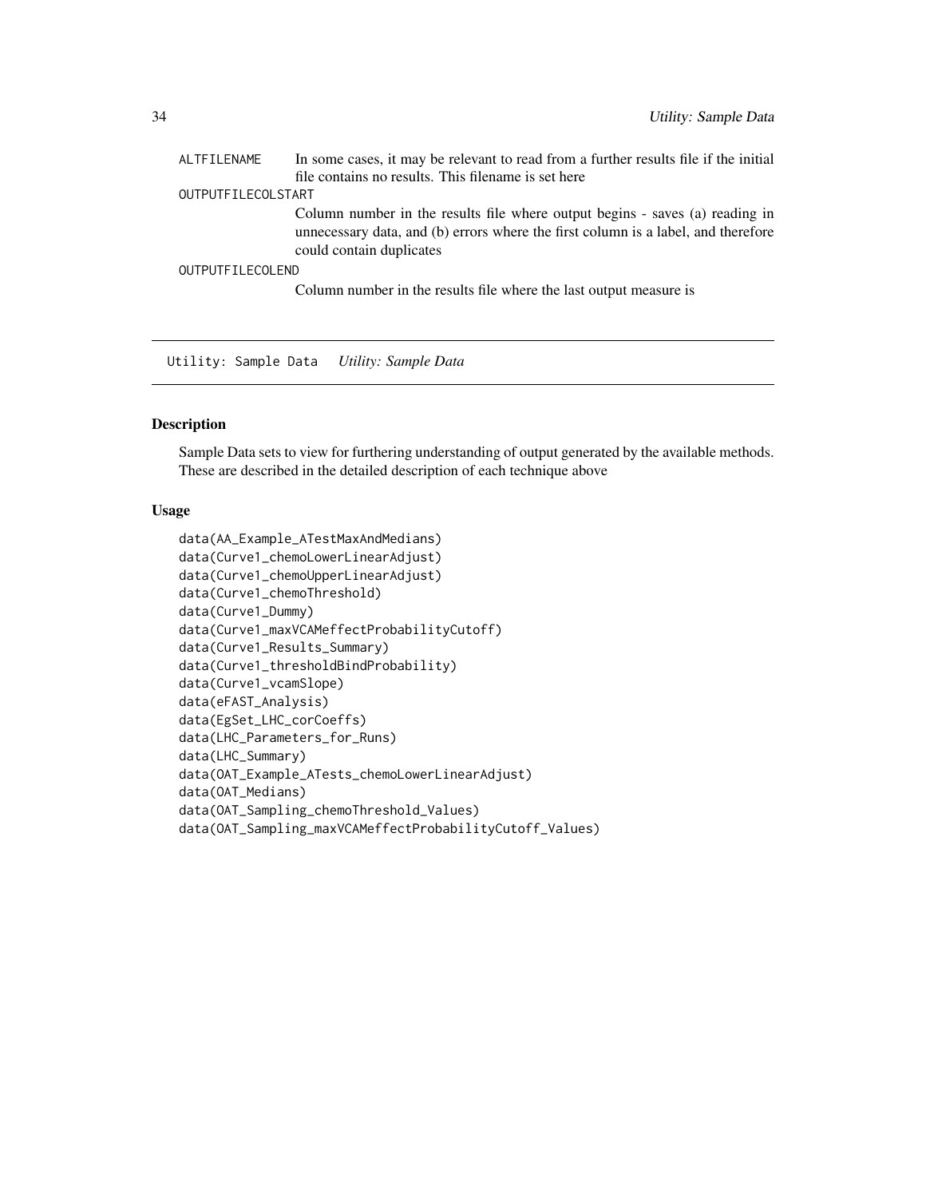ALTFILENAME
: In some cases, it may be relevant to read from a further results file if the initial file contains no results. This filename is set here

OUTPUTFILECOLSTART
: Column number in the results file where output begins - saves (a) reading in unnecessary data, and (b) errors where the first column is a label, and therefore could contain duplicates

OUTPUTFILECOLEND
: Column number in the results file where the last output measure is

---

## Utility: Sample Data    *Utility: Sample Data*

### Description

Sample Data sets to view for furthering understanding of output generated by the available methods. These are described in the detailed description of each technique above

### Usage

```
data(AA_Example_ATestMaxAndMedians)
data(Curve1_chemoLowerLinearAdjust)
data(Curve1_chemoUpperLinearAdjust)
data(Curve1_chemoThreshold)
data(Curve1_Dummy)
data(Curve1_maxVCAMeffectProbabilityCutoff)
data(Curve1_Results_Summary)
data(Curve1_thresholdBindProbability)
data(Curve1_vcamSlope)
data(eFAST_Analysis)
data(EgSet_LHC_corCoeffs)
data(LHC_Parameters_for_Runs)
data(LHC_Summary)
data(OAT_Example_ATests_chemoLowerLinearAdjust)
data(OAT_Medians)
data(OAT_Sampling_chemoThreshold_Values)
data(OAT_Sampling_maxVCAMeffectProbabilityCutoff_Values)
```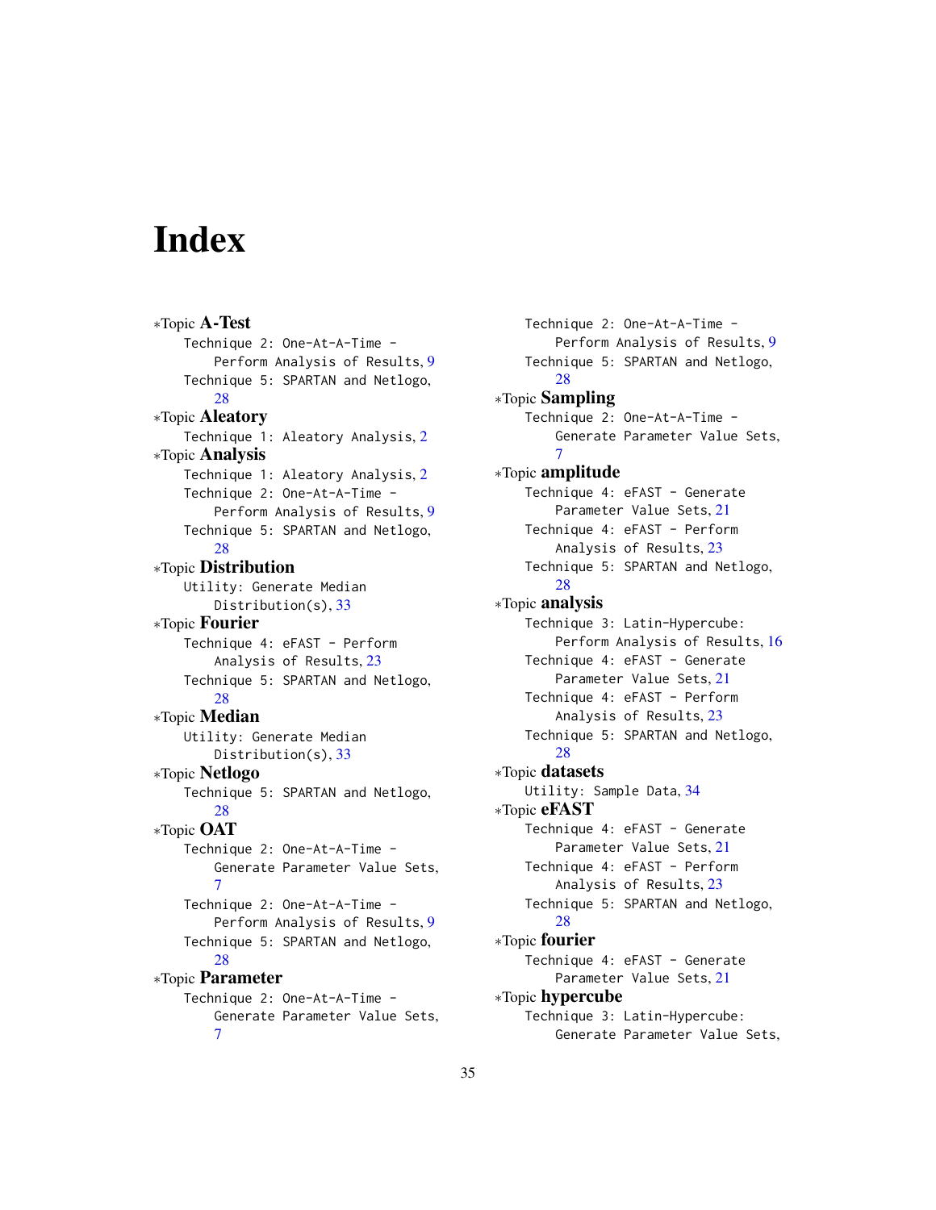# Index

*Topic **A-Test**
- Technique 2: One-At-A-Time - Perform Analysis of Results, 9
- Technique 5: SPARTAN and Netlogo, 28

*Topic **Aleatory**
- Technique 1: Aleatory Analysis, 2

*Topic **Analysis**
- Technique 1: Aleatory Analysis, 2
- Technique 2: One-At-A-Time - Perform Analysis of Results, 9
- Technique 5: SPARTAN and Netlogo, 28

*Topic **Distribution**
- Utility: Generate Median Distribution(s), 33

*Topic **Fourier**
- Technique 4: eFAST - Perform Analysis of Results, 23
- Technique 5: SPARTAN and Netlogo, 28

*Topic **Median**
- Utility: Generate Median Distribution(s), 33

*Topic **Netlogo**
- Technique 5: SPARTAN and Netlogo, 28

*Topic **OAT**
- Technique 2: One-At-A-Time - Generate Parameter Value Sets, 7
- Technique 2: One-At-A-Time - Perform Analysis of Results, 9
- Technique 5: SPARTAN and Netlogo, 28

*Topic **Parameter**
- Technique 2: One-At-A-Time - Generate Parameter Value Sets, 7
- Technique 2: One-At-A-Time - Perform Analysis of Results, 9
- Technique 5: SPARTAN and Netlogo, 28

*Topic **Sampling**
- Technique 2: One-At-A-Time - Generate Parameter Value Sets, 7

*Topic **amplitude**
- Technique 4: eFAST - Generate Parameter Value Sets, 21
- Technique 4: eFAST - Perform Analysis of Results, 23
- Technique 5: SPARTAN and Netlogo, 28

*Topic **analysis**
- Technique 3: Latin-Hypercube: Perform Analysis of Results, 16
- Technique 4: eFAST - Generate Parameter Value Sets, 21
- Technique 4: eFAST - Perform Analysis of Results, 23
- Technique 5: SPARTAN and Netlogo, 28

*Topic **datasets**
- Utility: Sample Data, 34

*Topic **eFAST**
- Technique 4: eFAST - Generate Parameter Value Sets, 21
- Technique 4: eFAST - Perform Analysis of Results, 23
- Technique 5: SPARTAN and Netlogo, 28

*Topic **fourier**
- Technique 4: eFAST - Generate Parameter Value Sets, 21

*Topic **hypercube**
- Technique 3: Latin-Hypercube: Generate Parameter Value Sets,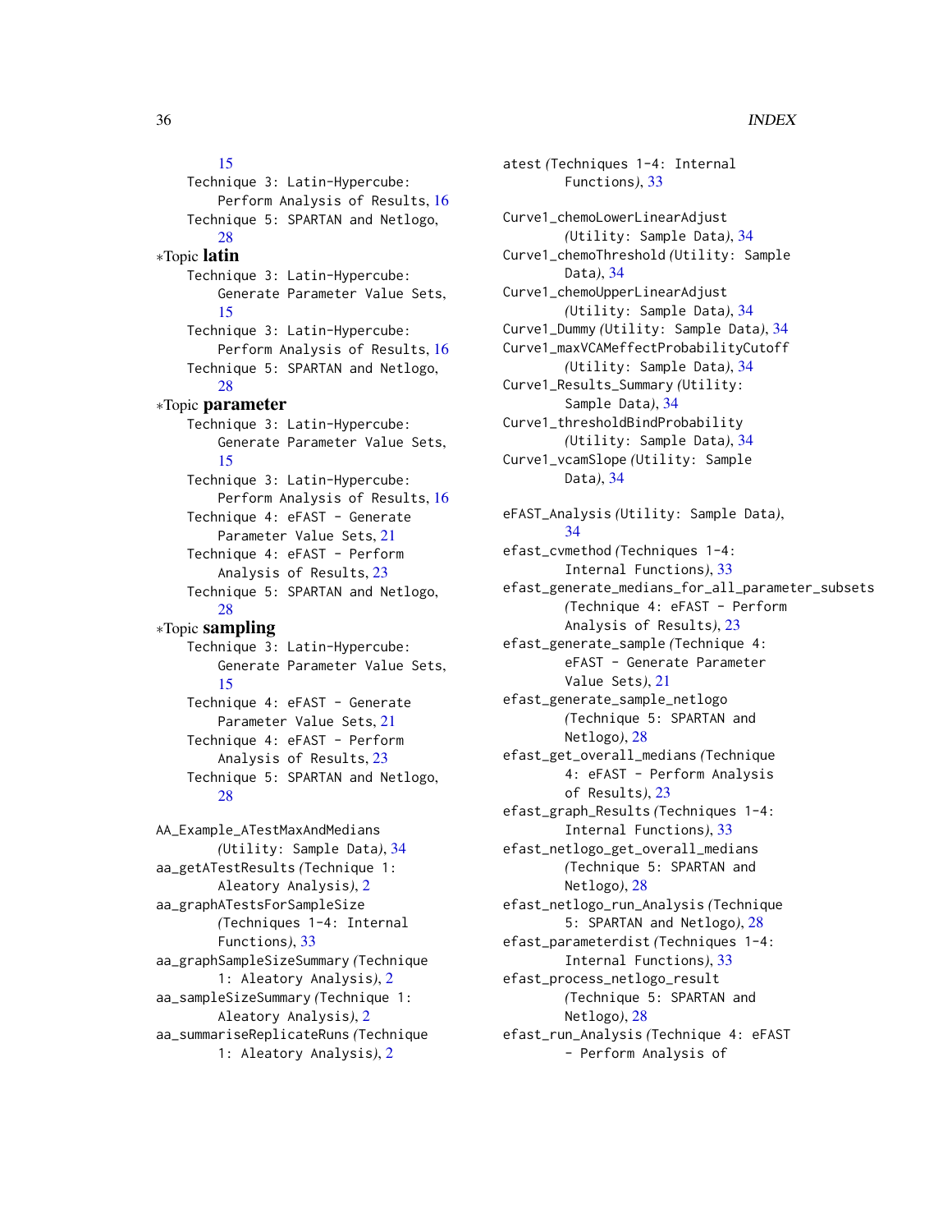15
Technique 3: Latin-Hypercube: Perform Analysis of Results, 16
Technique 5: SPARTAN and Netlogo, 28

∗Topic **latin**
Technique 3: Latin-Hypercube: Generate Parameter Value Sets, 15
Technique 3: Latin-Hypercube: Perform Analysis of Results, 16
Technique 5: SPARTAN and Netlogo, 28

∗Topic **parameter**
Technique 3: Latin-Hypercube: Generate Parameter Value Sets, 15
Technique 3: Latin-Hypercube: Perform Analysis of Results, 16
Technique 4: eFAST - Generate Parameter Value Sets, 21
Technique 4: eFAST - Perform Analysis of Results, 23
Technique 5: SPARTAN and Netlogo, 28

∗Topic **sampling**
Technique 3: Latin-Hypercube: Generate Parameter Value Sets, 15
Technique 4: eFAST - Generate Parameter Value Sets, 21
Technique 4: eFAST - Perform Analysis of Results, 23
Technique 5: SPARTAN and Netlogo, 28

AA_Example_ATestMaxAndMedians *(Utility: Sample Data)*, 34
aa_getATestResults *(Technique 1: Aleatory Analysis)*, 2
aa_graphATestsForSampleSize *(Techniques 1-4: Internal Functions)*, 33
aa_graphSampleSizeSummary *(Technique 1: Aleatory Analysis)*, 2
aa_sampleSizeSummary *(Technique 1: Aleatory Analysis)*, 2
aa_summariseReplicateRuns *(Technique 1: Aleatory Analysis)*, 2

atest *(Techniques 1-4: Internal Functions)*, 33

Curve1_chemoLowerLinearAdjust *(Utility: Sample Data)*, 34
Curve1_chemoThreshold *(Utility: Sample Data)*, 34
Curve1_chemoUpperLinearAdjust *(Utility: Sample Data)*, 34
Curve1_Dummy *(Utility: Sample Data)*, 34
Curve1_maxVCAMeffectProbabilityCutoff *(Utility: Sample Data)*, 34
Curve1_Results_Summary *(Utility: Sample Data)*, 34
Curve1_thresholdBindProbability *(Utility: Sample Data)*, 34
Curve1_vcamSlope *(Utility: Sample Data)*, 34

eFAST_Analysis *(Utility: Sample Data)*, 34
efast_cvmethod *(Techniques 1-4: Internal Functions)*, 33
efast_generate_medians_for_all_parameter_subsets *(Technique 4: eFAST - Perform Analysis of Results)*, 23
efast_generate_sample *(Technique 4: eFAST - Generate Parameter Value Sets)*, 21
efast_generate_sample_netlogo *(Technique 5: SPARTAN and Netlogo)*, 28
efast_get_overall_medians *(Technique 4: eFAST - Perform Analysis of Results)*, 23
efast_graph_Results *(Techniques 1-4: Internal Functions)*, 33
efast_netlogo_get_overall_medians *(Technique 5: SPARTAN and Netlogo)*, 28
efast_netlogo_run_Analysis *(Technique 5: SPARTAN and Netlogo)*, 28
efast_parameterdist *(Techniques 1-4: Internal Functions)*, 33
efast_process_netlogo_result *(Technique 5: SPARTAN and Netlogo)*, 28
efast_run_Analysis *(Technique 4: eFAST - Perform Analysis of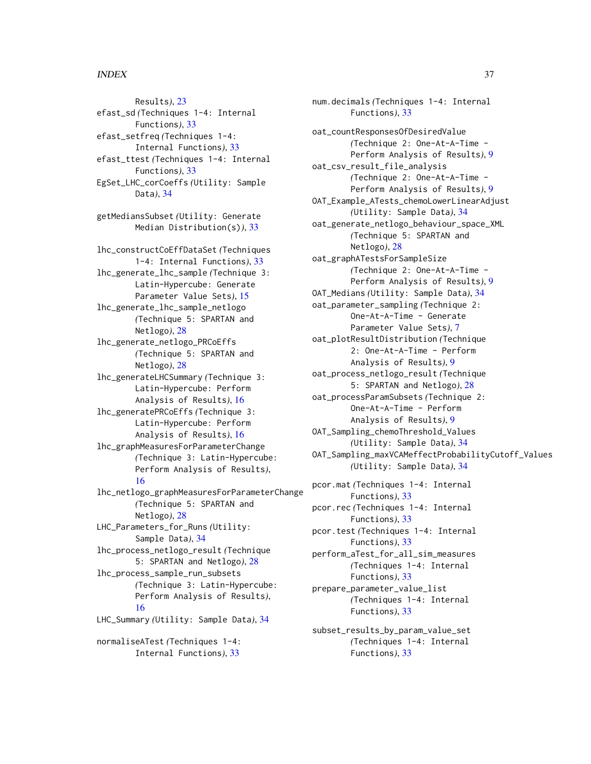Results), 23
efast_sd (Techniques 1-4: Internal Functions), 33
efast_setfreq (Techniques 1-4: Internal Functions), 33
efast_ttest (Techniques 1-4: Internal Functions), 33
EgSet_LHC_corCoeffs (Utility: Sample Data), 34

getMediansSubset (Utility: Generate Median Distribution(s)), 33

lhc_constructCoEffDataSet (Techniques 1-4: Internal Functions), 33
lhc_generate_lhc_sample (Technique 3: Latin-Hypercube: Generate Parameter Value Sets), 15
lhc_generate_lhc_sample_netlogo (Technique 5: SPARTAN and Netlogo), 28
lhc_generate_netlogo_PRCoEffs (Technique 5: SPARTAN and Netlogo), 28
lhc_generateLHCSummary (Technique 3: Latin-Hypercube: Perform Analysis of Results), 16
lhc_generatePRCoEffs (Technique 3: Latin-Hypercube: Perform Analysis of Results), 16
lhc_graphMeasuresForParameterChange (Technique 3: Latin-Hypercube: Perform Analysis of Results), 16
lhc_netlogo_graphMeasuresForParameterChange (Technique 5: SPARTAN and Netlogo), 28
LHC_Parameters_for_Runs (Utility: Sample Data), 34
lhc_process_netlogo_result (Technique 5: SPARTAN and Netlogo), 28
lhc_process_sample_run_subsets (Technique 3: Latin-Hypercube: Perform Analysis of Results), 16
LHC_Summary (Utility: Sample Data), 34

normaliseATest (Techniques 1-4: Internal Functions), 33
num.decimals (Techniques 1-4: Internal Functions), 33

oat_countResponsesOfDesiredValue (Technique 2: One-At-A-Time - Perform Analysis of Results), 9
oat_csv_result_file_analysis (Technique 2: One-At-A-Time - Perform Analysis of Results), 9
OAT_Example_ATests_chemoLowerLinearAdjust (Utility: Sample Data), 34
oat_generate_netlogo_behaviour_space_XML (Technique 5: SPARTAN and Netlogo), 28
oat_graphATestsForSampleSize (Technique 2: One-At-A-Time - Perform Analysis of Results), 9
OAT_Medians (Utility: Sample Data), 34
oat_parameter_sampling (Technique 2: One-At-A-Time - Generate Parameter Value Sets), 7
oat_plotResultDistribution (Technique 2: One-At-A-Time - Perform Analysis of Results), 9
oat_process_netlogo_result (Technique 5: SPARTAN and Netlogo), 28
oat_processParamSubsets (Technique 2: One-At-A-Time - Perform Analysis of Results), 9
OAT_Sampling_chemoThreshold_Values (Utility: Sample Data), 34
OAT_Sampling_maxVCAMeffectProbabilityCutoff_Values (Utility: Sample Data), 34

pcor.mat (Techniques 1-4: Internal Functions), 33
pcor.rec (Techniques 1-4: Internal Functions), 33
pcor.test (Techniques 1-4: Internal Functions), 33
perform_aTest_for_all_sim_measures (Techniques 1-4: Internal Functions), 33
prepare_parameter_value_list (Techniques 1-4: Internal Functions), 33

subset_results_by_param_value_set (Techniques 1-4: Internal Functions), 33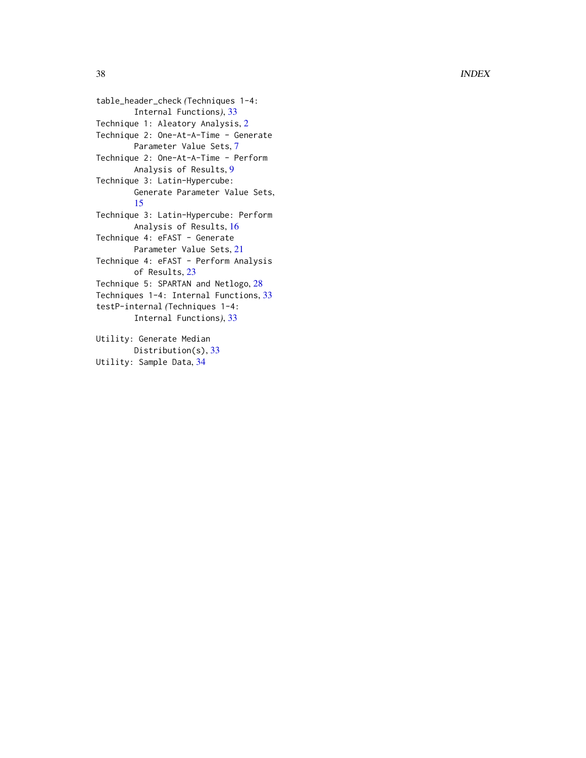table_header_check *(*Techniques 1-4: Internal Functions*)*, 33
Technique 1: Aleatory Analysis, 2
Technique 2: One-At-A-Time - Generate Parameter Value Sets, 7
Technique 2: One-At-A-Time - Perform Analysis of Results, 9
Technique 3: Latin-Hypercube: Generate Parameter Value Sets, 15
Technique 3: Latin-Hypercube: Perform Analysis of Results, 16
Technique 4: eFAST - Generate Parameter Value Sets, 21
Technique 4: eFAST - Perform Analysis of Results, 23
Technique 5: SPARTAN and Netlogo, 28
Techniques 1-4: Internal Functions, 33
testP-internal *(*Techniques 1-4: Internal Functions*)*, 33

Utility: Generate Median Distribution(s), 33
Utility: Sample Data, 34